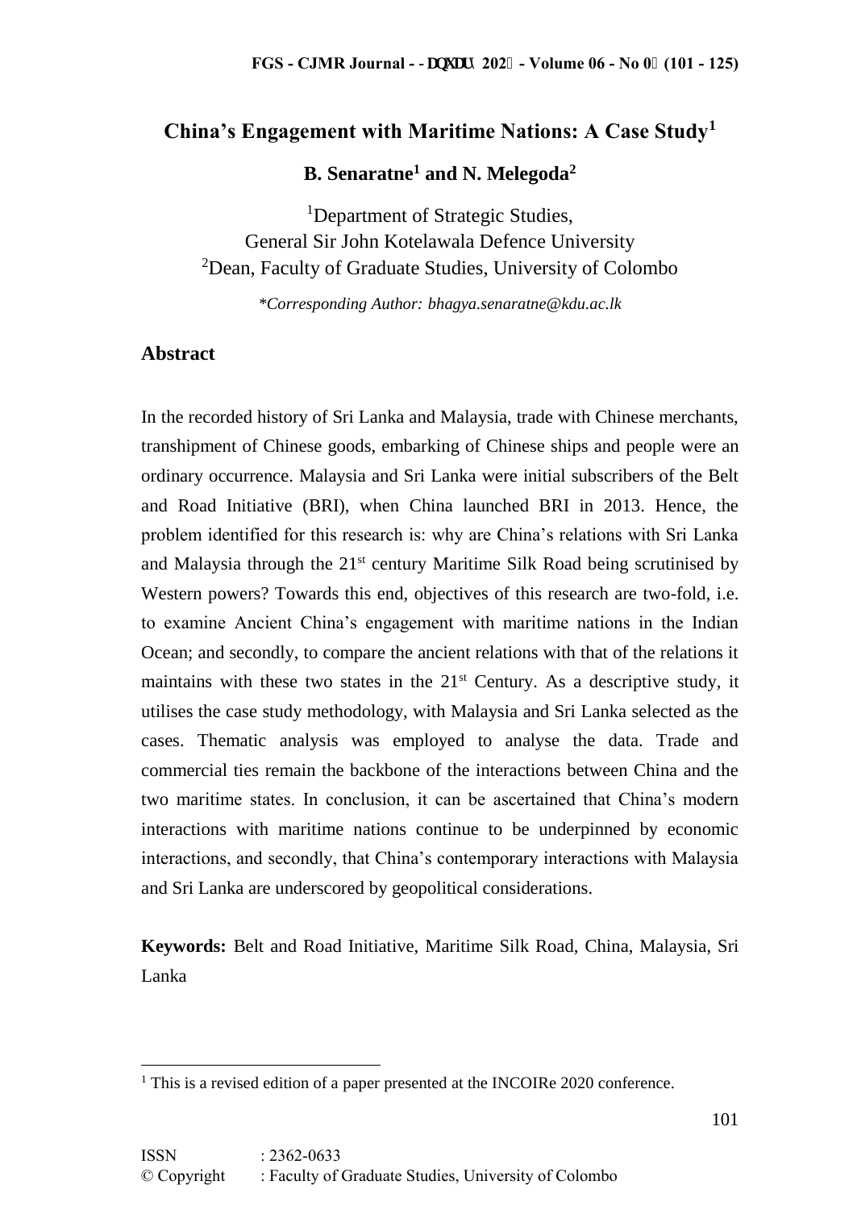# China's Engagement with Maritime Nations: A Case Study[1]

**B. Senaratne[1] and N. Melegoda[2]**

[1]Department of Strategic Studies,
General Sir John Kotelawala Defence University
[2]Dean, Faculty of Graduate Studies, University of Colombo

*\*Corresponding Author: bhagya.senaratne@kdu.ac.lk*

## Abstract

In the recorded history of Sri Lanka and Malaysia, trade with Chinese merchants, transhipment of Chinese goods, embarking of Chinese ships and people were an ordinary occurrence. Malaysia and Sri Lanka were initial subscribers of the Belt and Road Initiative (BRI), when China launched BRI in 2013. Hence, the problem identified for this research is: why are China's relations with Sri Lanka and Malaysia through the 21st century Maritime Silk Road being scrutinised by Western powers? Towards this end, objectives of this research are two-fold, i.e. to examine Ancient China's engagement with maritime nations in the Indian Ocean; and secondly, to compare the ancient relations with that of the relations it maintains with these two states in the 21st Century. As a descriptive study, it utilises the case study methodology, with Malaysia and Sri Lanka selected as the cases. Thematic analysis was employed to analyse the data. Trade and commercial ties remain the backbone of the interactions between China and the two maritime states. In conclusion, it can be ascertained that China's modern interactions with maritime nations continue to be underpinned by economic interactions, and secondly, that China's contemporary interactions with Malaysia and Sri Lanka are underscored by geopolitical considerations.

**Keywords:** Belt and Road Initiative, Maritime Silk Road, China, Malaysia, Sri Lanka

[1] This is a revised edition of a paper presented at the INCOIRe 2020 conference.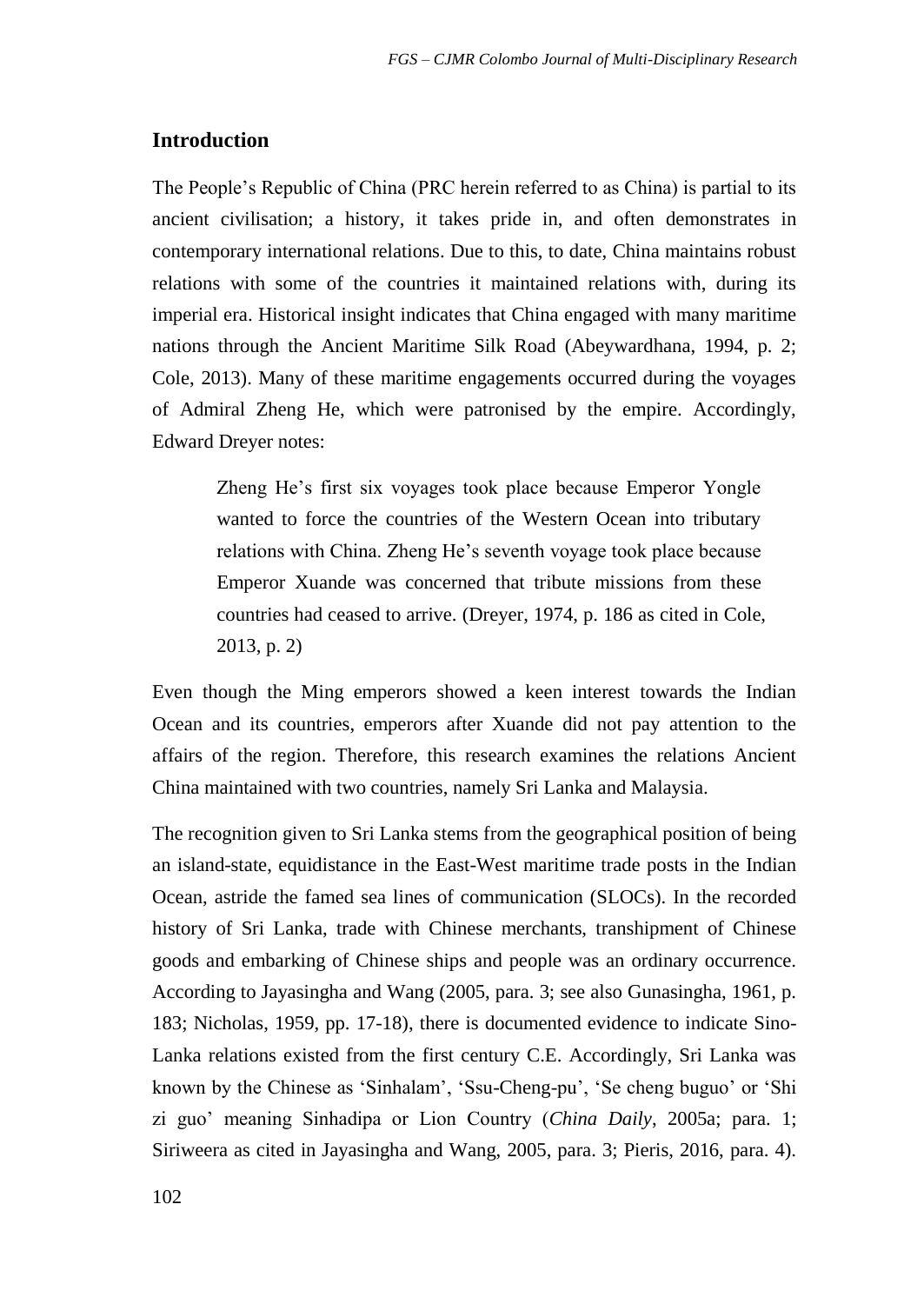## Introduction

The People's Republic of China (PRC herein referred to as China) is partial to its ancient civilisation; a history, it takes pride in, and often demonstrates in contemporary international relations. Due to this, to date, China maintains robust relations with some of the countries it maintained relations with, during its imperial era. Historical insight indicates that China engaged with many maritime nations through the Ancient Maritime Silk Road (Abeywardhana, 1994, p. 2; Cole, 2013). Many of these maritime engagements occurred during the voyages of Admiral Zheng He, which were patronised by the empire. Accordingly, Edward Dreyer notes:

> Zheng He's first six voyages took place because Emperor Yongle wanted to force the countries of the Western Ocean into tributary relations with China. Zheng He's seventh voyage took place because Emperor Xuande was concerned that tribute missions from these countries had ceased to arrive. (Dreyer, 1974, p. 186 as cited in Cole, 2013, p. 2)

Even though the Ming emperors showed a keen interest towards the Indian Ocean and its countries, emperors after Xuande did not pay attention to the affairs of the region. Therefore, this research examines the relations Ancient China maintained with two countries, namely Sri Lanka and Malaysia.

The recognition given to Sri Lanka stems from the geographical position of being an island-state, equidistance in the East-West maritime trade posts in the Indian Ocean, astride the famed sea lines of communication (SLOCs). In the recorded history of Sri Lanka, trade with Chinese merchants, transhipment of Chinese goods and embarking of Chinese ships and people was an ordinary occurrence. According to Jayasingha and Wang (2005, para. 3; see also Gunasingha, 1961, p. 183; Nicholas, 1959, pp. 17-18), there is documented evidence to indicate Sino-Lanka relations existed from the first century C.E. Accordingly, Sri Lanka was known by the Chinese as 'Sinhalam', 'Ssu-Cheng-pu', 'Se cheng buguo' or 'Shi zi guo' meaning Sinhadipa or Lion Country (*China Daily*, 2005a; para. 1; Siriweera as cited in Jayasingha and Wang, 2005, para. 3; Pieris, 2016, para. 4).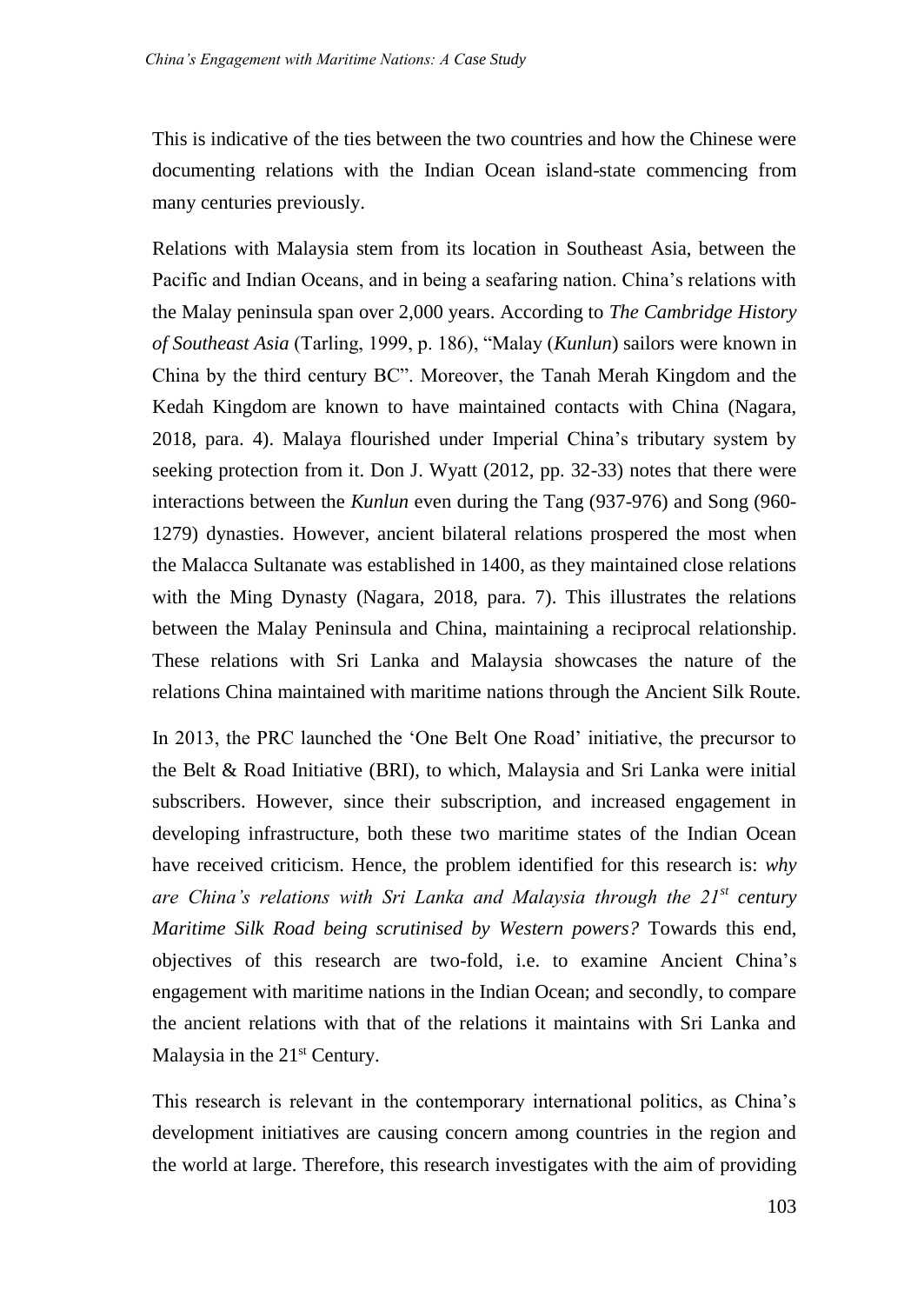This is indicative of the ties between the two countries and how the Chinese were documenting relations with the Indian Ocean island-state commencing from many centuries previously.

Relations with Malaysia stem from its location in Southeast Asia, between the Pacific and Indian Oceans, and in being a seafaring nation. China's relations with the Malay peninsula span over 2,000 years. According to *The Cambridge History of Southeast Asia* (Tarling, 1999, p. 186), "Malay (*Kunlun*) sailors were known in China by the third century BC". Moreover, the Tanah Merah Kingdom and the Kedah Kingdom are known to have maintained contacts with China (Nagara, 2018, para. 4). Malaya flourished under Imperial China's tributary system by seeking protection from it. Don J. Wyatt (2012, pp. 32-33) notes that there were interactions between the *Kunlun* even during the Tang (937-976) and Song (960-1279) dynasties. However, ancient bilateral relations prospered the most when the Malacca Sultanate was established in 1400, as they maintained close relations with the Ming Dynasty (Nagara, 2018, para. 7). This illustrates the relations between the Malay Peninsula and China, maintaining a reciprocal relationship. These relations with Sri Lanka and Malaysia showcases the nature of the relations China maintained with maritime nations through the Ancient Silk Route.

In 2013, the PRC launched the 'One Belt One Road' initiative, the precursor to the Belt & Road Initiative (BRI), to which, Malaysia and Sri Lanka were initial subscribers. However, since their subscription, and increased engagement in developing infrastructure, both these two maritime states of the Indian Ocean have received criticism. Hence, the problem identified for this research is: *why are China's relations with Sri Lanka and Malaysia through the 21st century Maritime Silk Road being scrutinised by Western powers?* Towards this end, objectives of this research are two-fold, i.e. to examine Ancient China's engagement with maritime nations in the Indian Ocean; and secondly, to compare the ancient relations with that of the relations it maintains with Sri Lanka and Malaysia in the 21st Century.

This research is relevant in the contemporary international politics, as China's development initiatives are causing concern among countries in the region and the world at large. Therefore, this research investigates with the aim of providing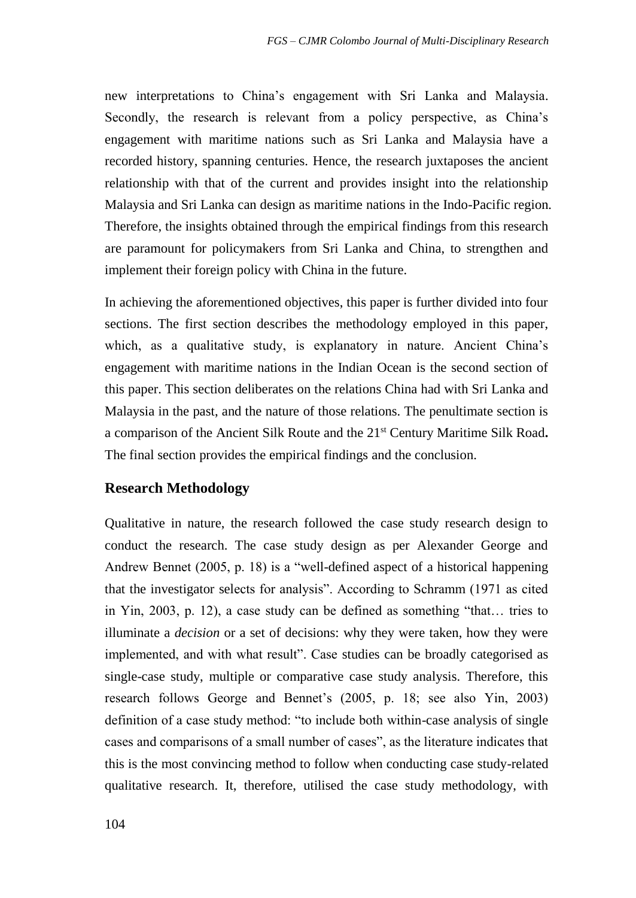new interpretations to China's engagement with Sri Lanka and Malaysia. Secondly, the research is relevant from a policy perspective, as China's engagement with maritime nations such as Sri Lanka and Malaysia have a recorded history, spanning centuries. Hence, the research juxtaposes the ancient relationship with that of the current and provides insight into the relationship Malaysia and Sri Lanka can design as maritime nations in the Indo-Pacific region. Therefore, the insights obtained through the empirical findings from this research are paramount for policymakers from Sri Lanka and China, to strengthen and implement their foreign policy with China in the future.

In achieving the aforementioned objectives, this paper is further divided into four sections. The first section describes the methodology employed in this paper, which, as a qualitative study, is explanatory in nature. Ancient China's engagement with maritime nations in the Indian Ocean is the second section of this paper. This section deliberates on the relations China had with Sri Lanka and Malaysia in the past, and the nature of those relations. The penultimate section is a comparison of the Ancient Silk Route and the 21st Century Maritime Silk Road**.** The final section provides the empirical findings and the conclusion.

## Research Methodology

Qualitative in nature, the research followed the case study research design to conduct the research. The case study design as per Alexander George and Andrew Bennet (2005, p. 18) is a "well-defined aspect of a historical happening that the investigator selects for analysis". According to Schramm (1971 as cited in Yin, 2003, p. 12), a case study can be defined as something "that… tries to illuminate a *decision* or a set of decisions: why they were taken, how they were implemented, and with what result". Case studies can be broadly categorised as single-case study, multiple or comparative case study analysis. Therefore, this research follows George and Bennet's (2005, p. 18; see also Yin, 2003) definition of a case study method: "to include both within-case analysis of single cases and comparisons of a small number of cases", as the literature indicates that this is the most convincing method to follow when conducting case study-related qualitative research. It, therefore, utilised the case study methodology, with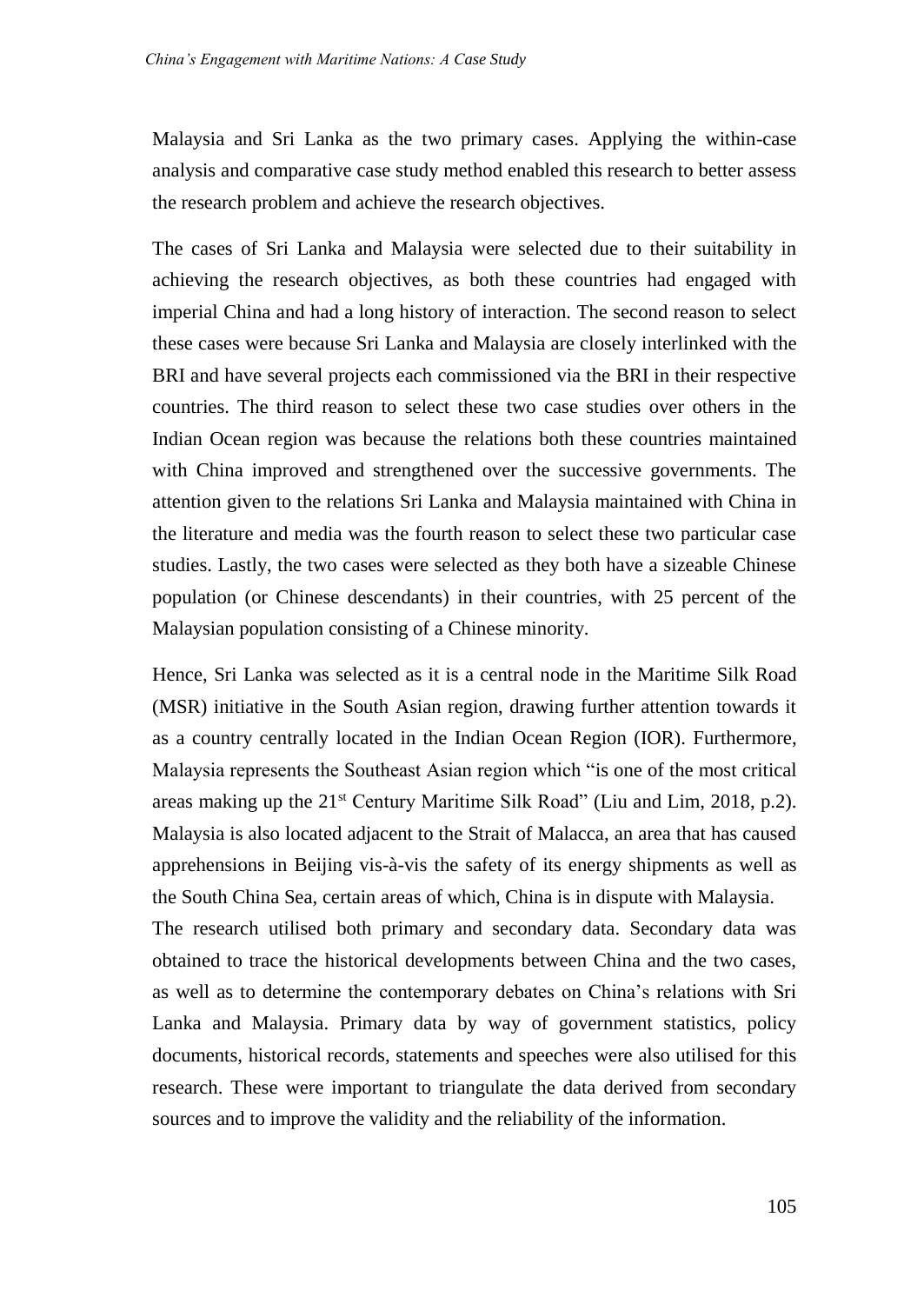Malaysia and Sri Lanka as the two primary cases. Applying the within-case analysis and comparative case study method enabled this research to better assess the research problem and achieve the research objectives.

The cases of Sri Lanka and Malaysia were selected due to their suitability in achieving the research objectives, as both these countries had engaged with imperial China and had a long history of interaction. The second reason to select these cases were because Sri Lanka and Malaysia are closely interlinked with the BRI and have several projects each commissioned via the BRI in their respective countries. The third reason to select these two case studies over others in the Indian Ocean region was because the relations both these countries maintained with China improved and strengthened over the successive governments. The attention given to the relations Sri Lanka and Malaysia maintained with China in the literature and media was the fourth reason to select these two particular case studies. Lastly, the two cases were selected as they both have a sizeable Chinese population (or Chinese descendants) in their countries, with 25 percent of the Malaysian population consisting of a Chinese minority.

Hence, Sri Lanka was selected as it is a central node in the Maritime Silk Road (MSR) initiative in the South Asian region, drawing further attention towards it as a country centrally located in the Indian Ocean Region (IOR). Furthermore, Malaysia represents the Southeast Asian region which "is one of the most critical areas making up the 21st Century Maritime Silk Road" (Liu and Lim, 2018, p.2). Malaysia is also located adjacent to the Strait of Malacca, an area that has caused apprehensions in Beijing vis-à-vis the safety of its energy shipments as well as the South China Sea, certain areas of which, China is in dispute with Malaysia.

The research utilised both primary and secondary data. Secondary data was obtained to trace the historical developments between China and the two cases, as well as to determine the contemporary debates on China's relations with Sri Lanka and Malaysia. Primary data by way of government statistics, policy documents, historical records, statements and speeches were also utilised for this research. These were important to triangulate the data derived from secondary sources and to improve the validity and the reliability of the information.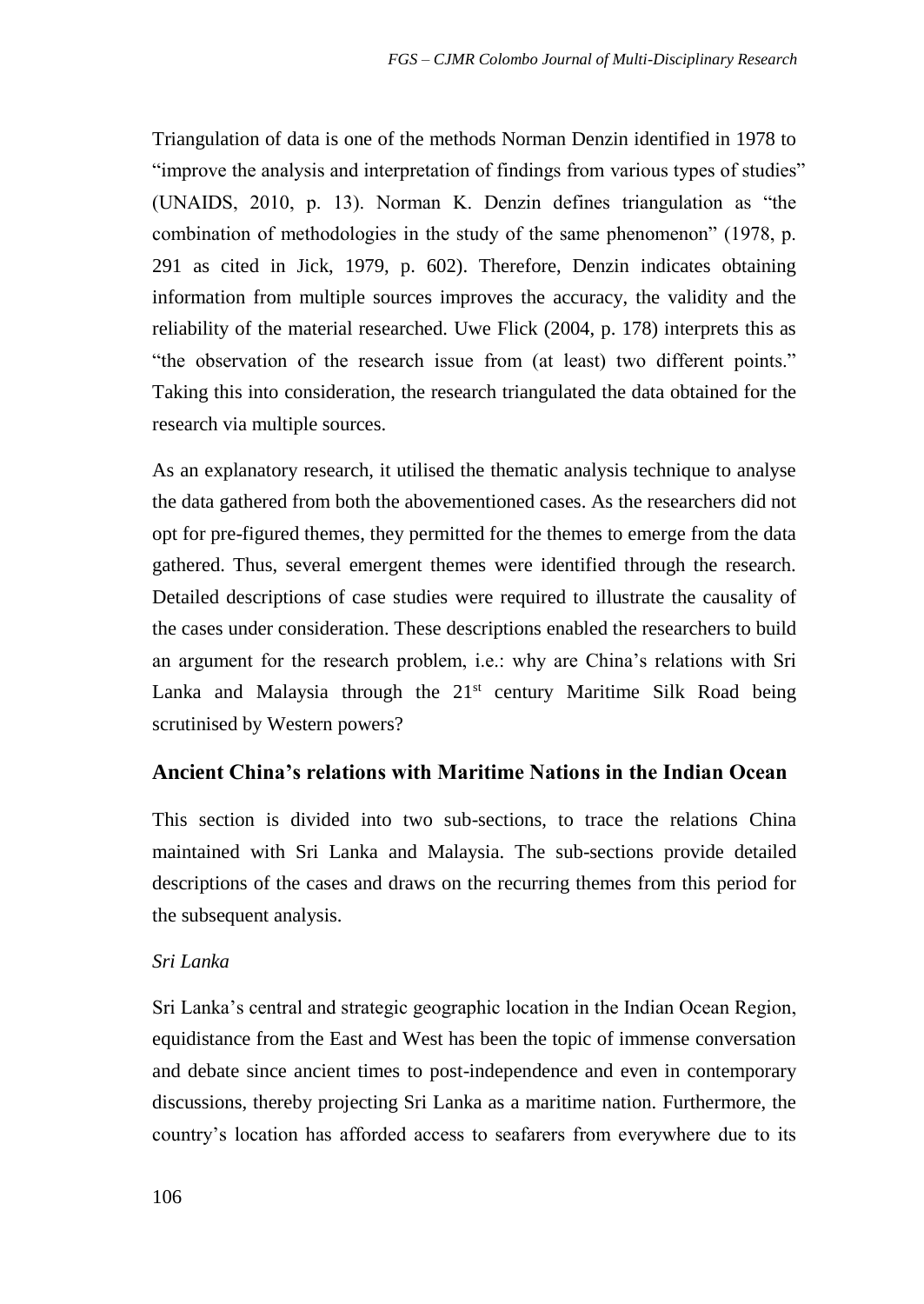Triangulation of data is one of the methods Norman Denzin identified in 1978 to "improve the analysis and interpretation of findings from various types of studies" (UNAIDS, 2010, p. 13). Norman K. Denzin defines triangulation as "the combination of methodologies in the study of the same phenomenon" (1978, p. 291 as cited in Jick, 1979, p. 602). Therefore, Denzin indicates obtaining information from multiple sources improves the accuracy, the validity and the reliability of the material researched. Uwe Flick (2004, p. 178) interprets this as "the observation of the research issue from (at least) two different points." Taking this into consideration, the research triangulated the data obtained for the research via multiple sources.

As an explanatory research, it utilised the thematic analysis technique to analyse the data gathered from both the abovementioned cases. As the researchers did not opt for pre-figured themes, they permitted for the themes to emerge from the data gathered. Thus, several emergent themes were identified through the research. Detailed descriptions of case studies were required to illustrate the causality of the cases under consideration. These descriptions enabled the researchers to build an argument for the research problem, i.e.: why are China's relations with Sri Lanka and Malaysia through the 21st century Maritime Silk Road being scrutinised by Western powers?

## Ancient China's relations with Maritime Nations in the Indian Ocean

This section is divided into two sub-sections, to trace the relations China maintained with Sri Lanka and Malaysia. The sub-sections provide detailed descriptions of the cases and draws on the recurring themes from this period for the subsequent analysis.

### *Sri Lanka*

Sri Lanka's central and strategic geographic location in the Indian Ocean Region, equidistance from the East and West has been the topic of immense conversation and debate since ancient times to post-independence and even in contemporary discussions, thereby projecting Sri Lanka as a maritime nation. Furthermore, the country's location has afforded access to seafarers from everywhere due to its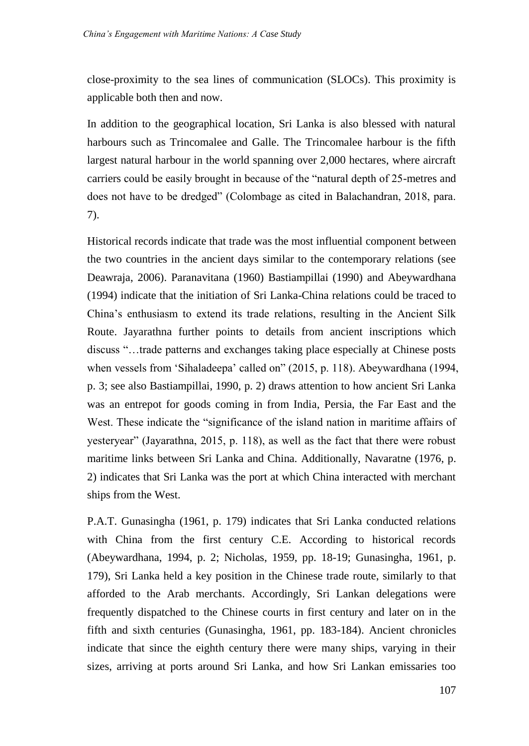close-proximity to the sea lines of communication (SLOCs). This proximity is applicable both then and now.

In addition to the geographical location, Sri Lanka is also blessed with natural harbours such as Trincomalee and Galle. The Trincomalee harbour is the fifth largest natural harbour in the world spanning over 2,000 hectares, where aircraft carriers could be easily brought in because of the "natural depth of 25-metres and does not have to be dredged" (Colombage as cited in Balachandran, 2018, para. 7).

Historical records indicate that trade was the most influential component between the two countries in the ancient days similar to the contemporary relations (see Deawraja, 2006). Paranavitana (1960) Bastiampillai (1990) and Abeywardhana (1994) indicate that the initiation of Sri Lanka-China relations could be traced to China's enthusiasm to extend its trade relations, resulting in the Ancient Silk Route. Jayarathna further points to details from ancient inscriptions which discuss "…trade patterns and exchanges taking place especially at Chinese posts when vessels from 'Sihaladeepa' called on" (2015, p. 118). Abeywardhana (1994, p. 3; see also Bastiampillai, 1990, p. 2) draws attention to how ancient Sri Lanka was an entrepot for goods coming in from India, Persia, the Far East and the West. These indicate the "significance of the island nation in maritime affairs of yesteryear" (Jayarathna, 2015, p. 118), as well as the fact that there were robust maritime links between Sri Lanka and China. Additionally, Navaratne (1976, p. 2) indicates that Sri Lanka was the port at which China interacted with merchant ships from the West.

P.A.T. Gunasingha (1961, p. 179) indicates that Sri Lanka conducted relations with China from the first century C.E. According to historical records (Abeywardhana, 1994, p. 2; Nicholas, 1959, pp. 18-19; Gunasingha, 1961, p. 179), Sri Lanka held a key position in the Chinese trade route, similarly to that afforded to the Arab merchants. Accordingly, Sri Lankan delegations were frequently dispatched to the Chinese courts in first century and later on in the fifth and sixth centuries (Gunasingha, 1961, pp. 183-184). Ancient chronicles indicate that since the eighth century there were many ships, varying in their sizes, arriving at ports around Sri Lanka, and how Sri Lankan emissaries too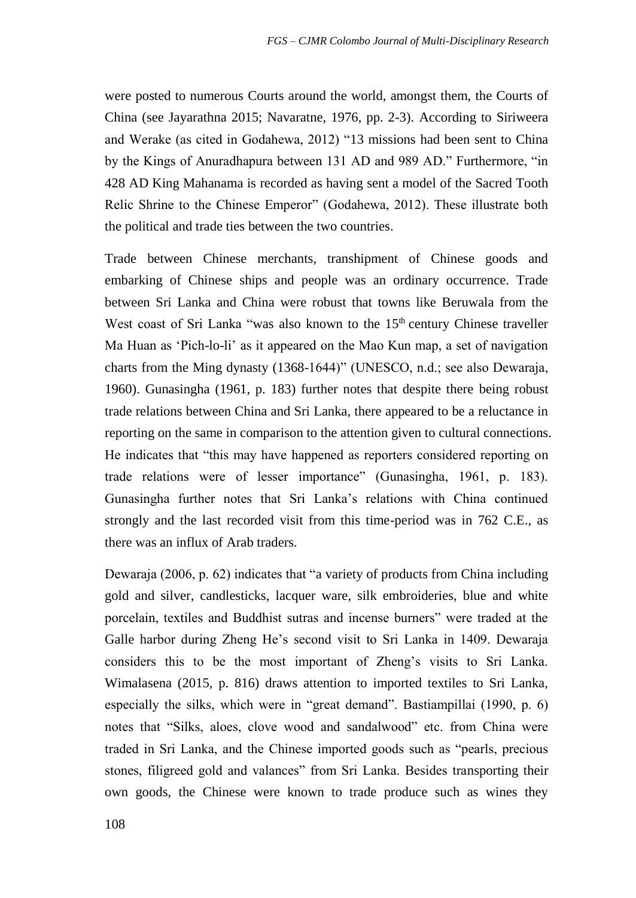were posted to numerous Courts around the world, amongst them, the Courts of China (see Jayarathna 2015; Navaratne, 1976, pp. 2-3). According to Siriweera and Werake (as cited in Godahewa, 2012) "13 missions had been sent to China by the Kings of Anuradhapura between 131 AD and 989 AD." Furthermore, "in 428 AD King Mahanama is recorded as having sent a model of the Sacred Tooth Relic Shrine to the Chinese Emperor" (Godahewa, 2012). These illustrate both the political and trade ties between the two countries.

Trade between Chinese merchants, transhipment of Chinese goods and embarking of Chinese ships and people was an ordinary occurrence. Trade between Sri Lanka and China were robust that towns like Beruwala from the West coast of Sri Lanka "was also known to the 15th century Chinese traveller Ma Huan as 'Pich-lo-li' as it appeared on the Mao Kun map, a set of navigation charts from the Ming dynasty (1368-1644)" (UNESCO, n.d.; see also Dewaraja, 1960). Gunasingha (1961, p. 183) further notes that despite there being robust trade relations between China and Sri Lanka, there appeared to be a reluctance in reporting on the same in comparison to the attention given to cultural connections. He indicates that "this may have happened as reporters considered reporting on trade relations were of lesser importance" (Gunasingha, 1961, p. 183). Gunasingha further notes that Sri Lanka's relations with China continued strongly and the last recorded visit from this time-period was in 762 C.E., as there was an influx of Arab traders.

Dewaraja (2006, p. 62) indicates that "a variety of products from China including gold and silver, candlesticks, lacquer ware, silk embroideries, blue and white porcelain, textiles and Buddhist sutras and incense burners" were traded at the Galle harbor during Zheng He's second visit to Sri Lanka in 1409. Dewaraja considers this to be the most important of Zheng's visits to Sri Lanka. Wimalasena (2015, p. 816) draws attention to imported textiles to Sri Lanka, especially the silks, which were in "great demand". Bastiampillai (1990, p. 6) notes that "Silks, aloes, clove wood and sandalwood" etc. from China were traded in Sri Lanka, and the Chinese imported goods such as "pearls, precious stones, filigreed gold and valances" from Sri Lanka. Besides transporting their own goods, the Chinese were known to trade produce such as wines they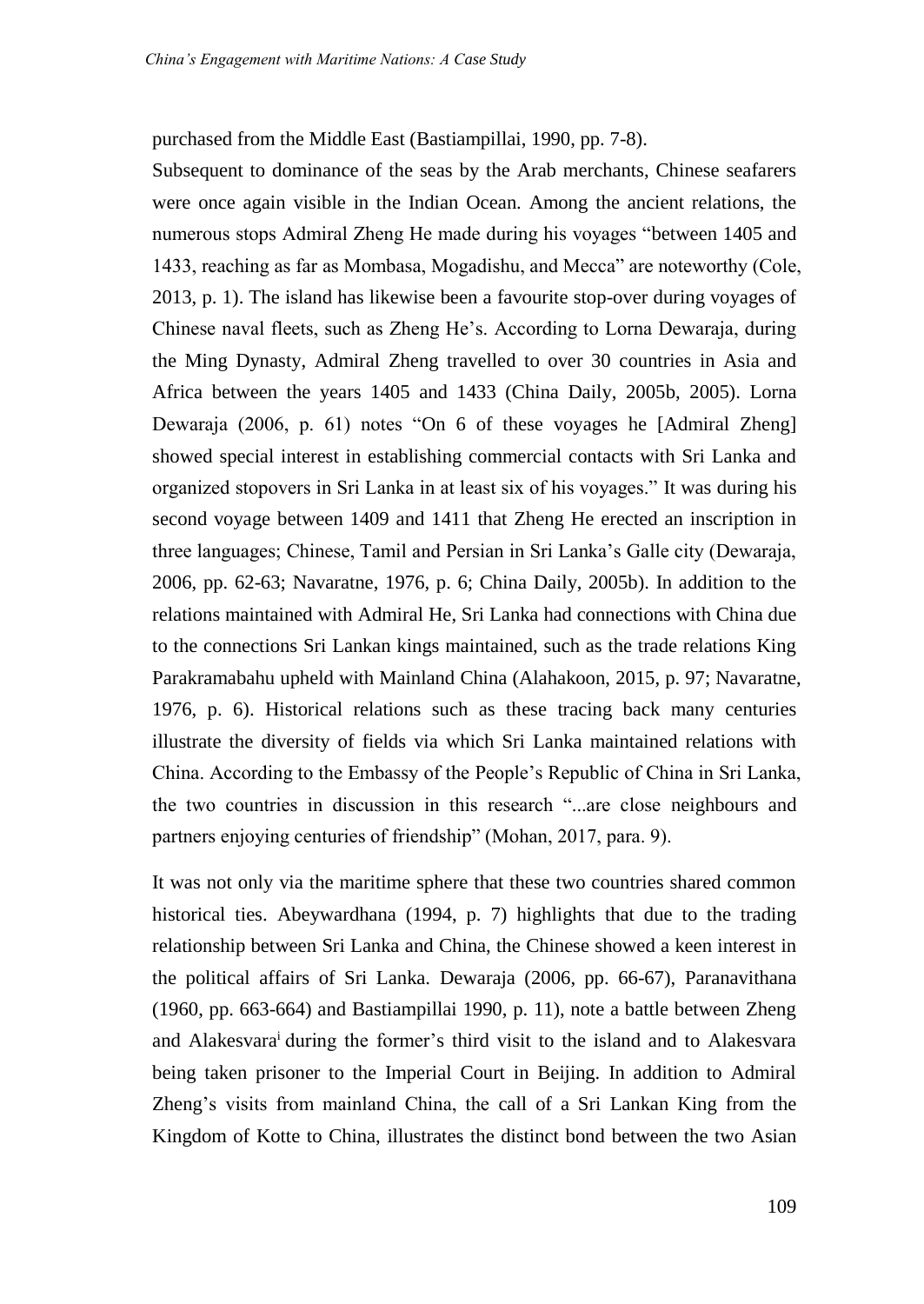purchased from the Middle East (Bastiampillai, 1990, pp. 7-8).

Subsequent to dominance of the seas by the Arab merchants, Chinese seafarers were once again visible in the Indian Ocean. Among the ancient relations, the numerous stops Admiral Zheng He made during his voyages "between 1405 and 1433, reaching as far as Mombasa, Mogadishu, and Mecca" are noteworthy (Cole, 2013, p. 1). The island has likewise been a favourite stop-over during voyages of Chinese naval fleets, such as Zheng He's. According to Lorna Dewaraja, during the Ming Dynasty, Admiral Zheng travelled to over 30 countries in Asia and Africa between the years 1405 and 1433 (China Daily, 2005b, 2005). Lorna Dewaraja (2006, p. 61) notes "On 6 of these voyages he [Admiral Zheng] showed special interest in establishing commercial contacts with Sri Lanka and organized stopovers in Sri Lanka in at least six of his voyages." It was during his second voyage between 1409 and 1411 that Zheng He erected an inscription in three languages; Chinese, Tamil and Persian in Sri Lanka's Galle city (Dewaraja, 2006, pp. 62-63; Navaratne, 1976, p. 6; China Daily, 2005b). In addition to the relations maintained with Admiral He, Sri Lanka had connections with China due to the connections Sri Lankan kings maintained, such as the trade relations King Parakramabahu upheld with Mainland China (Alahakoon, 2015, p. 97; Navaratne, 1976, p. 6). Historical relations such as these tracing back many centuries illustrate the diversity of fields via which Sri Lanka maintained relations with China. According to the Embassy of the People's Republic of China in Sri Lanka, the two countries in discussion in this research "...are close neighbours and partners enjoying centuries of friendship" (Mohan, 2017, para. 9).

It was not only via the maritime sphere that these two countries shared common historical ties. Abeywardhana (1994, p. 7) highlights that due to the trading relationship between Sri Lanka and China, the Chinese showed a keen interest in the political affairs of Sri Lanka. Dewaraja (2006, pp. 66-67), Paranavithana (1960, pp. 663-664) and Bastiampillai 1990, p. 11), note a battle between Zheng and Alakesvara[i] during the former's third visit to the island and to Alakesvara being taken prisoner to the Imperial Court in Beijing. In addition to Admiral Zheng's visits from mainland China, the call of a Sri Lankan King from the Kingdom of Kotte to China, illustrates the distinct bond between the two Asian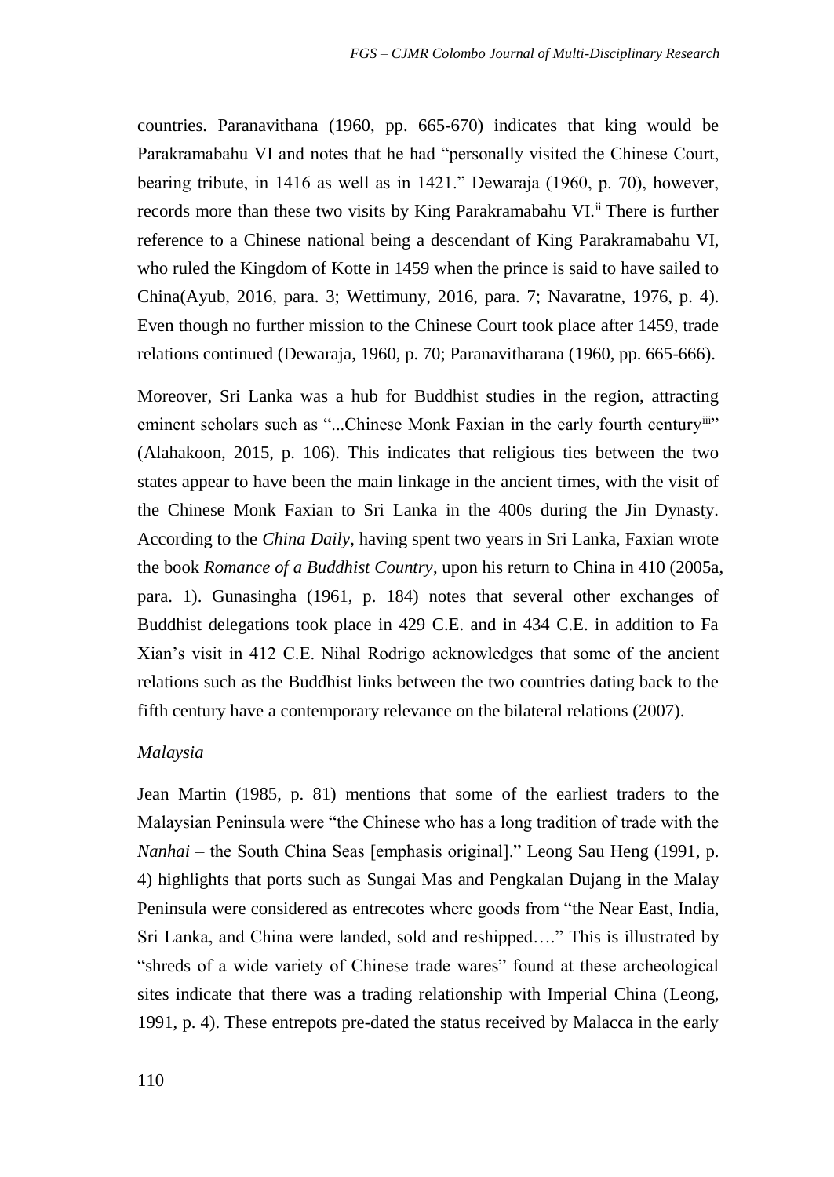countries. Paranavithana (1960, pp. 665-670) indicates that king would be Parakramabahu VI and notes that he had "personally visited the Chinese Court, bearing tribute, in 1416 as well as in 1421." Dewaraja (1960, p. 70), however, records more than these two visits by King Parakramabahu VI.[ii] There is further reference to a Chinese national being a descendant of King Parakramabahu VI, who ruled the Kingdom of Kotte in 1459 when the prince is said to have sailed to China(Ayub, 2016, para. 3; Wettimuny, 2016, para. 7; Navaratne, 1976, p. 4). Even though no further mission to the Chinese Court took place after 1459, trade relations continued (Dewaraja, 1960, p. 70; Paranavitharana (1960, pp. 665-666).

Moreover, Sri Lanka was a hub for Buddhist studies in the region, attracting eminent scholars such as "...Chinese Monk Faxian in the early fourth century[iii]" (Alahakoon, 2015, p. 106). This indicates that religious ties between the two states appear to have been the main linkage in the ancient times, with the visit of the Chinese Monk Faxian to Sri Lanka in the 400s during the Jin Dynasty. According to the *China Daily*, having spent two years in Sri Lanka, Faxian wrote the book *Romance of a Buddhist Country*, upon his return to China in 410 (2005a, para. 1). Gunasingha (1961, p. 184) notes that several other exchanges of Buddhist delegations took place in 429 C.E. and in 434 C.E. in addition to Fa Xian's visit in 412 C.E. Nihal Rodrigo acknowledges that some of the ancient relations such as the Buddhist links between the two countries dating back to the fifth century have a contemporary relevance on the bilateral relations (2007).

*Malaysia*

Jean Martin (1985, p. 81) mentions that some of the earliest traders to the Malaysian Peninsula were "the Chinese who has a long tradition of trade with the *Nanhai* – the South China Seas [emphasis original]." Leong Sau Heng (1991, p. 4) highlights that ports such as Sungai Mas and Pengkalan Dujang in the Malay Peninsula were considered as entrecotes where goods from "the Near East, India, Sri Lanka, and China were landed, sold and reshipped…." This is illustrated by "shreds of a wide variety of Chinese trade wares" found at these archeological sites indicate that there was a trading relationship with Imperial China (Leong, 1991, p. 4). These entrepots pre-dated the status received by Malacca in the early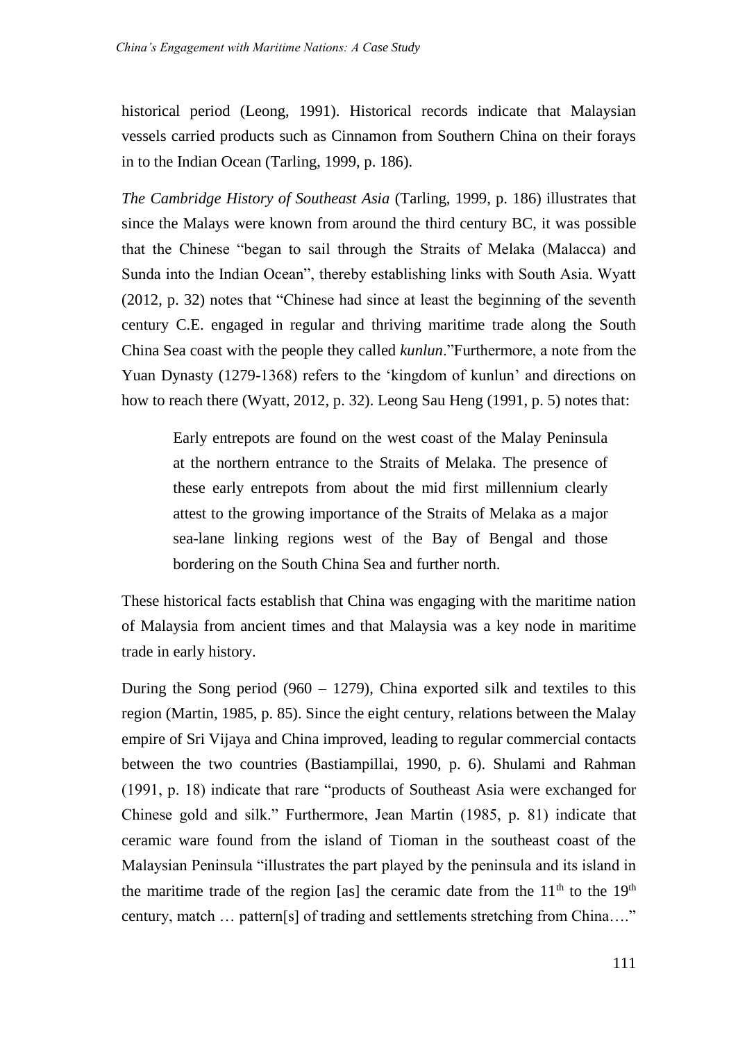historical period (Leong, 1991). Historical records indicate that Malaysian vessels carried products such as Cinnamon from Southern China on their forays in to the Indian Ocean (Tarling, 1999, p. 186).

*The Cambridge History of Southeast Asia* (Tarling, 1999, p. 186) illustrates that since the Malays were known from around the third century BC, it was possible that the Chinese "began to sail through the Straits of Melaka (Malacca) and Sunda into the Indian Ocean", thereby establishing links with South Asia. Wyatt (2012, p. 32) notes that "Chinese had since at least the beginning of the seventh century C.E. engaged in regular and thriving maritime trade along the South China Sea coast with the people they called *kunlun*."Furthermore, a note from the Yuan Dynasty (1279-1368) refers to the 'kingdom of kunlun' and directions on how to reach there (Wyatt, 2012, p. 32). Leong Sau Heng (1991, p. 5) notes that:

> Early entrepots are found on the west coast of the Malay Peninsula at the northern entrance to the Straits of Melaka. The presence of these early entrepots from about the mid first millennium clearly attest to the growing importance of the Straits of Melaka as a major sea-lane linking regions west of the Bay of Bengal and those bordering on the South China Sea and further north.

These historical facts establish that China was engaging with the maritime nation of Malaysia from ancient times and that Malaysia was a key node in maritime trade in early history.

During the Song period (960 – 1279), China exported silk and textiles to this region (Martin, 1985, p. 85). Since the eight century, relations between the Malay empire of Sri Vijaya and China improved, leading to regular commercial contacts between the two countries (Bastiampillai, 1990, p. 6). Shulami and Rahman (1991, p. 18) indicate that rare "products of Southeast Asia were exchanged for Chinese gold and silk." Furthermore, Jean Martin (1985, p. 81) indicate that ceramic ware found from the island of Tioman in the southeast coast of the Malaysian Peninsula "illustrates the part played by the peninsula and its island in the maritime trade of the region [as] the ceramic date from the 11th to the 19th century, match … pattern[s] of trading and settlements stretching from China…."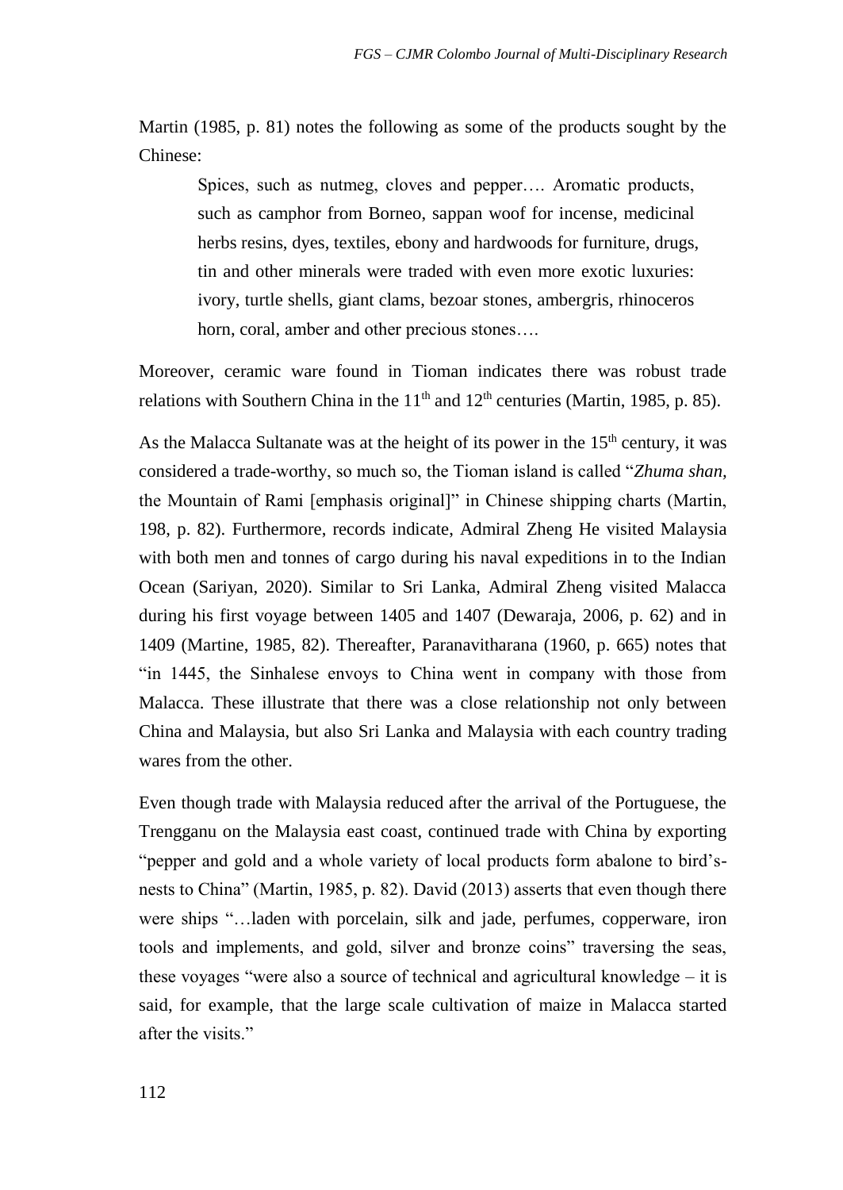Martin (1985, p. 81) notes the following as some of the products sought by the Chinese:

> Spices, such as nutmeg, cloves and pepper…. Aromatic products, such as camphor from Borneo, sappan woof for incense, medicinal herbs resins, dyes, textiles, ebony and hardwoods for furniture, drugs, tin and other minerals were traded with even more exotic luxuries: ivory, turtle shells, giant clams, bezoar stones, ambergris, rhinoceros horn, coral, amber and other precious stones….

Moreover, ceramic ware found in Tioman indicates there was robust trade relations with Southern China in the 11th and 12th centuries (Martin, 1985, p. 85).

As the Malacca Sultanate was at the height of its power in the 15th century, it was considered a trade-worthy, so much so, the Tioman island is called "*Zhuma shan*, the Mountain of Rami [emphasis original]" in Chinese shipping charts (Martin, 198, p. 82). Furthermore, records indicate, Admiral Zheng He visited Malaysia with both men and tonnes of cargo during his naval expeditions in to the Indian Ocean (Sariyan, 2020). Similar to Sri Lanka, Admiral Zheng visited Malacca during his first voyage between 1405 and 1407 (Dewaraja, 2006, p. 62) and in 1409 (Martine, 1985, 82). Thereafter, Paranavitharana (1960, p. 665) notes that "in 1445, the Sinhalese envoys to China went in company with those from Malacca. These illustrate that there was a close relationship not only between China and Malaysia, but also Sri Lanka and Malaysia with each country trading wares from the other.

Even though trade with Malaysia reduced after the arrival of the Portuguese, the Trengganu on the Malaysia east coast, continued trade with China by exporting "pepper and gold and a whole variety of local products form abalone to bird's-nests to China" (Martin, 1985, p. 82). David (2013) asserts that even though there were ships "…laden with porcelain, silk and jade, perfumes, copperware, iron tools and implements, and gold, silver and bronze coins" traversing the seas, these voyages "were also a source of technical and agricultural knowledge – it is said, for example, that the large scale cultivation of maize in Malacca started after the visits."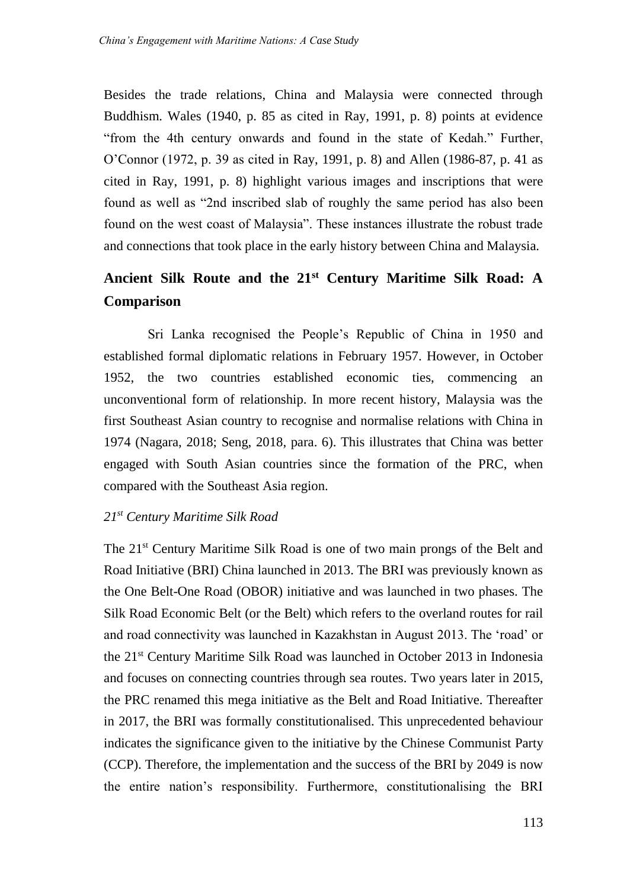Besides the trade relations, China and Malaysia were connected through Buddhism. Wales (1940, p. 85 as cited in Ray, 1991, p. 8) points at evidence "from the 4th century onwards and found in the state of Kedah." Further, O'Connor (1972, p. 39 as cited in Ray, 1991, p. 8) and Allen (1986-87, p. 41 as cited in Ray, 1991, p. 8) highlight various images and inscriptions that were found as well as "2nd inscribed slab of roughly the same period has also been found on the west coast of Malaysia". These instances illustrate the robust trade and connections that took place in the early history between China and Malaysia.

## Ancient Silk Route and the 21st Century Maritime Silk Road: A Comparison

Sri Lanka recognised the People's Republic of China in 1950 and established formal diplomatic relations in February 1957. However, in October 1952, the two countries established economic ties, commencing an unconventional form of relationship. In more recent history, Malaysia was the first Southeast Asian country to recognise and normalise relations with China in 1974 (Nagara, 2018; Seng, 2018, para. 6). This illustrates that China was better engaged with South Asian countries since the formation of the PRC, when compared with the Southeast Asia region.

### *21st Century Maritime Silk Road*

The 21st Century Maritime Silk Road is one of two main prongs of the Belt and Road Initiative (BRI) China launched in 2013. The BRI was previously known as the One Belt-One Road (OBOR) initiative and was launched in two phases. The Silk Road Economic Belt (or the Belt) which refers to the overland routes for rail and road connectivity was launched in Kazakhstan in August 2013. The 'road' or the 21st Century Maritime Silk Road was launched in October 2013 in Indonesia and focuses on connecting countries through sea routes. Two years later in 2015, the PRC renamed this mega initiative as the Belt and Road Initiative. Thereafter in 2017, the BRI was formally constitutionalised. This unprecedented behaviour indicates the significance given to the initiative by the Chinese Communist Party (CCP). Therefore, the implementation and the success of the BRI by 2049 is now the entire nation's responsibility. Furthermore, constitutionalising the BRI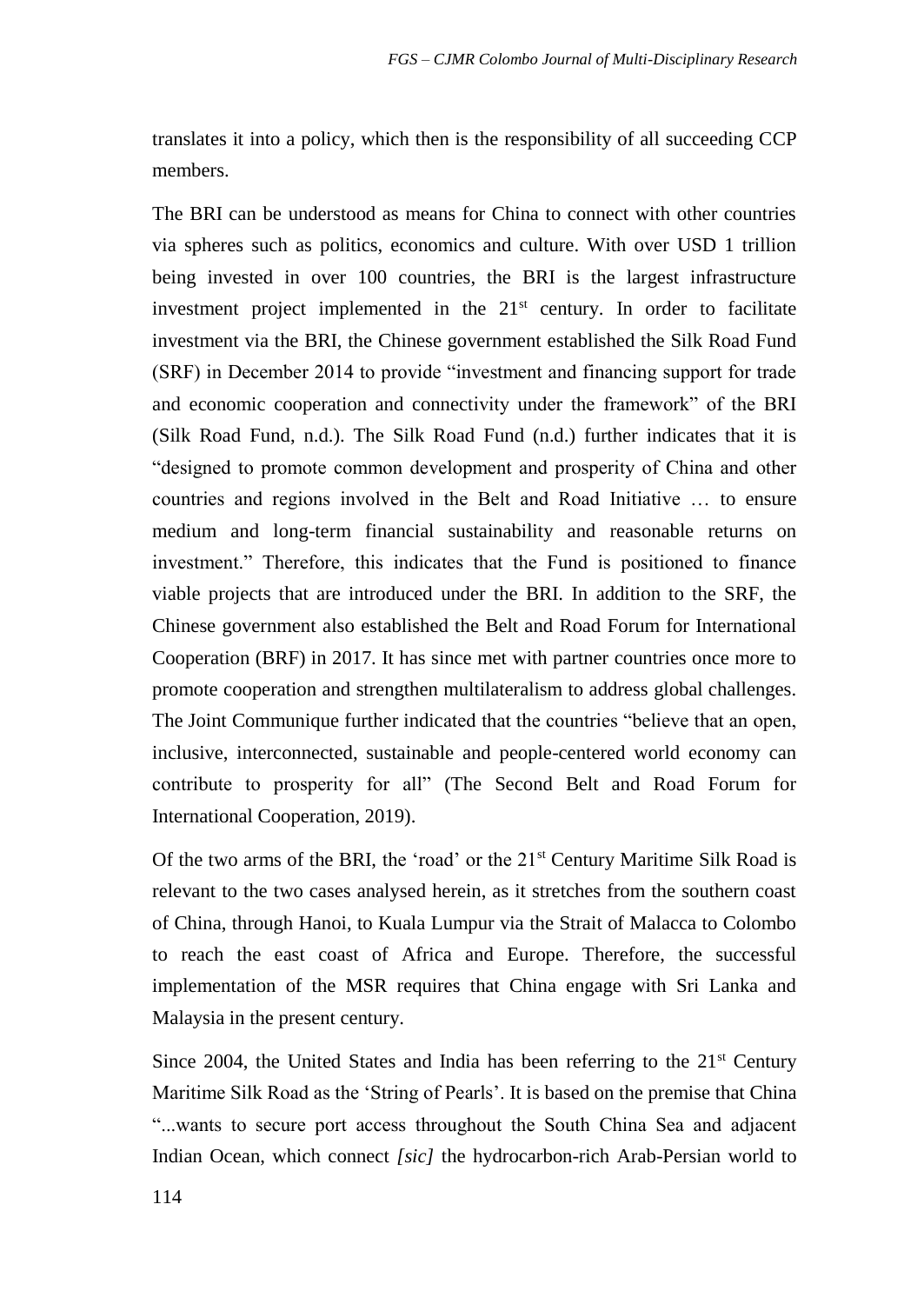translates it into a policy, which then is the responsibility of all succeeding CCP members.

The BRI can be understood as means for China to connect with other countries via spheres such as politics, economics and culture. With over USD 1 trillion being invested in over 100 countries, the BRI is the largest infrastructure investment project implemented in the 21st century. In order to facilitate investment via the BRI, the Chinese government established the Silk Road Fund (SRF) in December 2014 to provide "investment and financing support for trade and economic cooperation and connectivity under the framework" of the BRI (Silk Road Fund, n.d.). The Silk Road Fund (n.d.) further indicates that it is "designed to promote common development and prosperity of China and other countries and regions involved in the Belt and Road Initiative … to ensure medium and long-term financial sustainability and reasonable returns on investment." Therefore, this indicates that the Fund is positioned to finance viable projects that are introduced under the BRI. In addition to the SRF, the Chinese government also established the Belt and Road Forum for International Cooperation (BRF) in 2017. It has since met with partner countries once more to promote cooperation and strengthen multilateralism to address global challenges. The Joint Communique further indicated that the countries "believe that an open, inclusive, interconnected, sustainable and people-centered world economy can contribute to prosperity for all" (The Second Belt and Road Forum for International Cooperation, 2019).

Of the two arms of the BRI, the 'road' or the 21st Century Maritime Silk Road is relevant to the two cases analysed herein, as it stretches from the southern coast of China, through Hanoi, to Kuala Lumpur via the Strait of Malacca to Colombo to reach the east coast of Africa and Europe. Therefore, the successful implementation of the MSR requires that China engage with Sri Lanka and Malaysia in the present century.

Since 2004, the United States and India has been referring to the 21st Century Maritime Silk Road as the 'String of Pearls'. It is based on the premise that China "...wants to secure port access throughout the South China Sea and adjacent Indian Ocean, which connect *[sic]* the hydrocarbon-rich Arab-Persian world to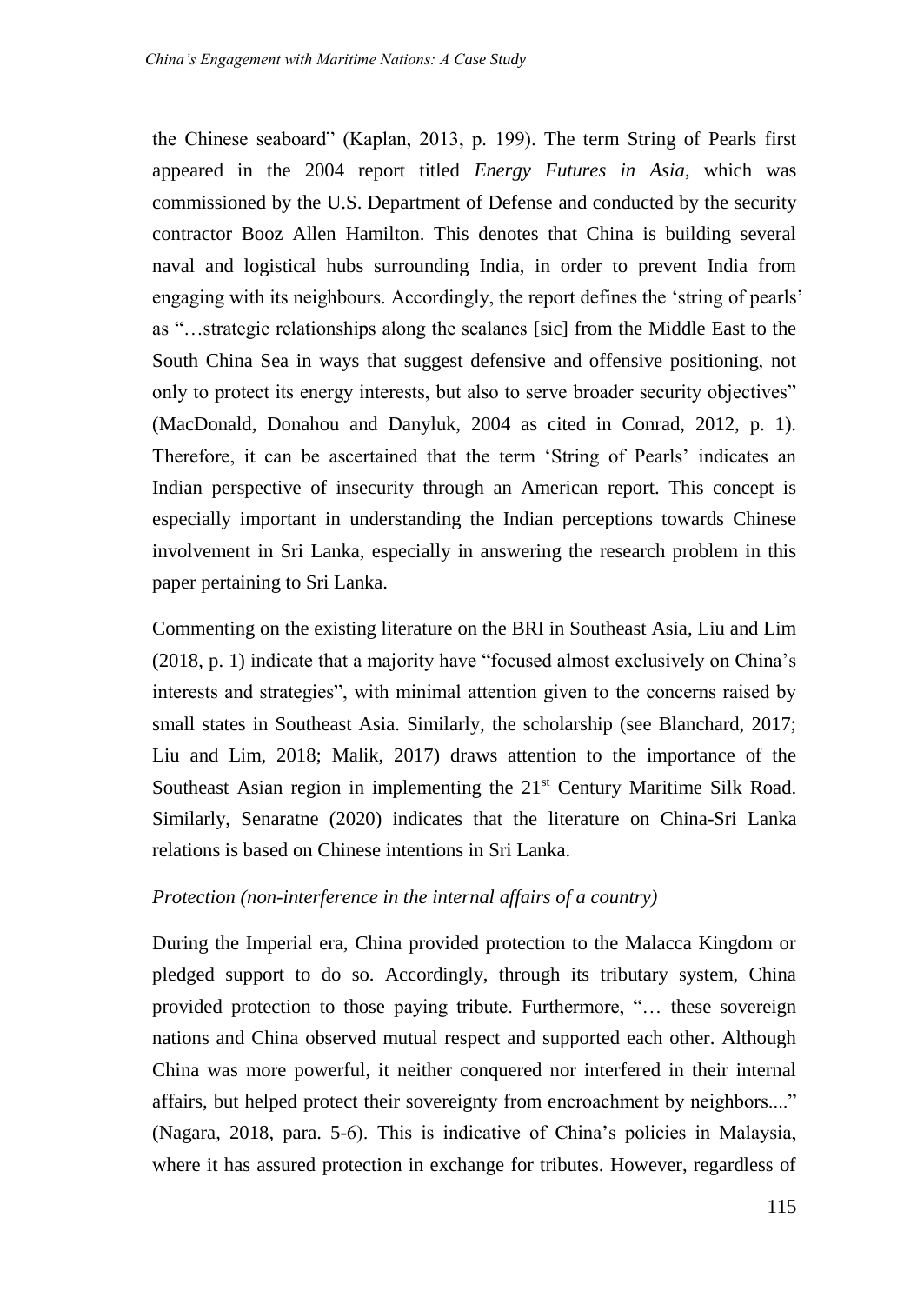the Chinese seaboard" (Kaplan, 2013, p. 199). The term String of Pearls first appeared in the 2004 report titled *Energy Futures in Asia*, which was commissioned by the U.S. Department of Defense and conducted by the security contractor Booz Allen Hamilton. This denotes that China is building several naval and logistical hubs surrounding India, in order to prevent India from engaging with its neighbours. Accordingly, the report defines the 'string of pearls' as "…strategic relationships along the sealanes [sic] from the Middle East to the South China Sea in ways that suggest defensive and offensive positioning, not only to protect its energy interests, but also to serve broader security objectives" (MacDonald, Donahou and Danyluk, 2004 as cited in Conrad, 2012, p. 1). Therefore, it can be ascertained that the term 'String of Pearls' indicates an Indian perspective of insecurity through an American report. This concept is especially important in understanding the Indian perceptions towards Chinese involvement in Sri Lanka, especially in answering the research problem in this paper pertaining to Sri Lanka.

Commenting on the existing literature on the BRI in Southeast Asia, Liu and Lim (2018, p. 1) indicate that a majority have "focused almost exclusively on China's interests and strategies", with minimal attention given to the concerns raised by small states in Southeast Asia. Similarly, the scholarship (see Blanchard, 2017; Liu and Lim, 2018; Malik, 2017) draws attention to the importance of the Southeast Asian region in implementing the 21st Century Maritime Silk Road. Similarly, Senaratne (2020) indicates that the literature on China-Sri Lanka relations is based on Chinese intentions in Sri Lanka.

*Protection (non-interference in the internal affairs of a country)*

During the Imperial era, China provided protection to the Malacca Kingdom or pledged support to do so. Accordingly, through its tributary system, China provided protection to those paying tribute. Furthermore, "… these sovereign nations and China observed mutual respect and supported each other. Although China was more powerful, it neither conquered nor interfered in their internal affairs, but helped protect their sovereignty from encroachment by neighbors...." (Nagara, 2018, para. 5-6). This is indicative of China's policies in Malaysia, where it has assured protection in exchange for tributes. However, regardless of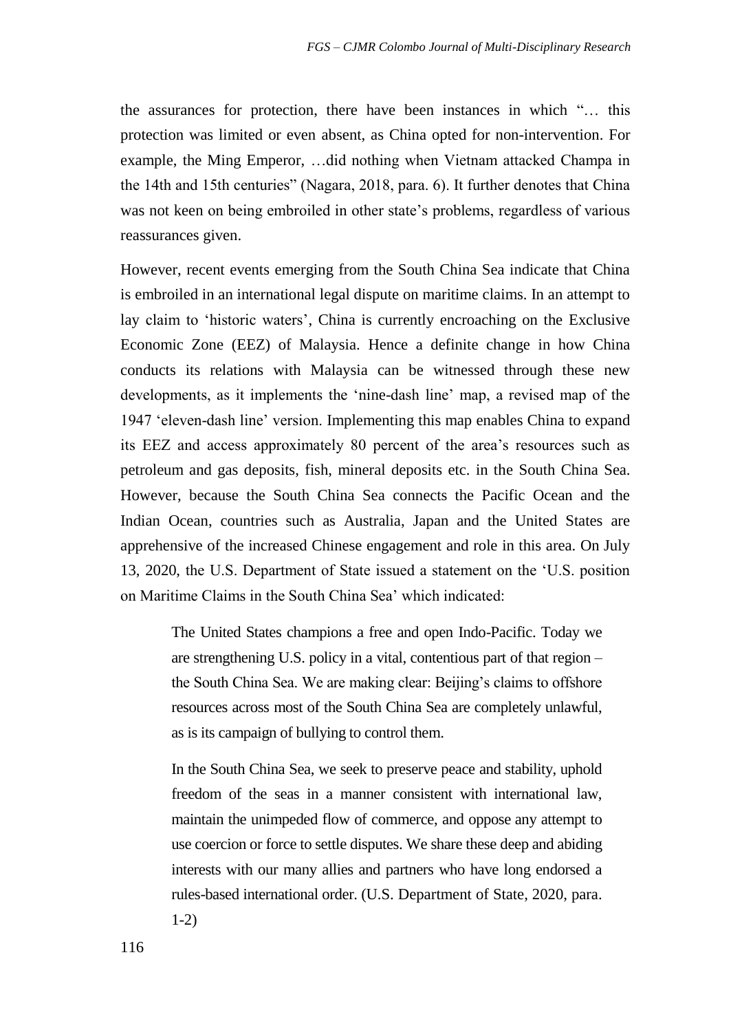the assurances for protection, there have been instances in which "… this protection was limited or even absent, as China opted for non-intervention. For example, the Ming Emperor, …did nothing when Vietnam attacked Champa in the 14th and 15th centuries" (Nagara, 2018, para. 6). It further denotes that China was not keen on being embroiled in other state's problems, regardless of various reassurances given.

However, recent events emerging from the South China Sea indicate that China is embroiled in an international legal dispute on maritime claims. In an attempt to lay claim to 'historic waters', China is currently encroaching on the Exclusive Economic Zone (EEZ) of Malaysia. Hence a definite change in how China conducts its relations with Malaysia can be witnessed through these new developments, as it implements the 'nine-dash line' map, a revised map of the 1947 'eleven-dash line' version. Implementing this map enables China to expand its EEZ and access approximately 80 percent of the area's resources such as petroleum and gas deposits, fish, mineral deposits etc. in the South China Sea. However, because the South China Sea connects the Pacific Ocean and the Indian Ocean, countries such as Australia, Japan and the United States are apprehensive of the increased Chinese engagement and role in this area. On July 13, 2020, the U.S. Department of State issued a statement on the 'U.S. position on Maritime Claims in the South China Sea' which indicated:

> The United States champions a free and open Indo-Pacific. Today we are strengthening U.S. policy in a vital, contentious part of that region – the South China Sea. We are making clear: Beijing's claims to offshore resources across most of the South China Sea are completely unlawful, as is its campaign of bullying to control them.
>
> In the South China Sea, we seek to preserve peace and stability, uphold freedom of the seas in a manner consistent with international law, maintain the unimpeded flow of commerce, and oppose any attempt to use coercion or force to settle disputes. We share these deep and abiding interests with our many allies and partners who have long endorsed a rules-based international order. (U.S. Department of State, 2020, para. 1-2)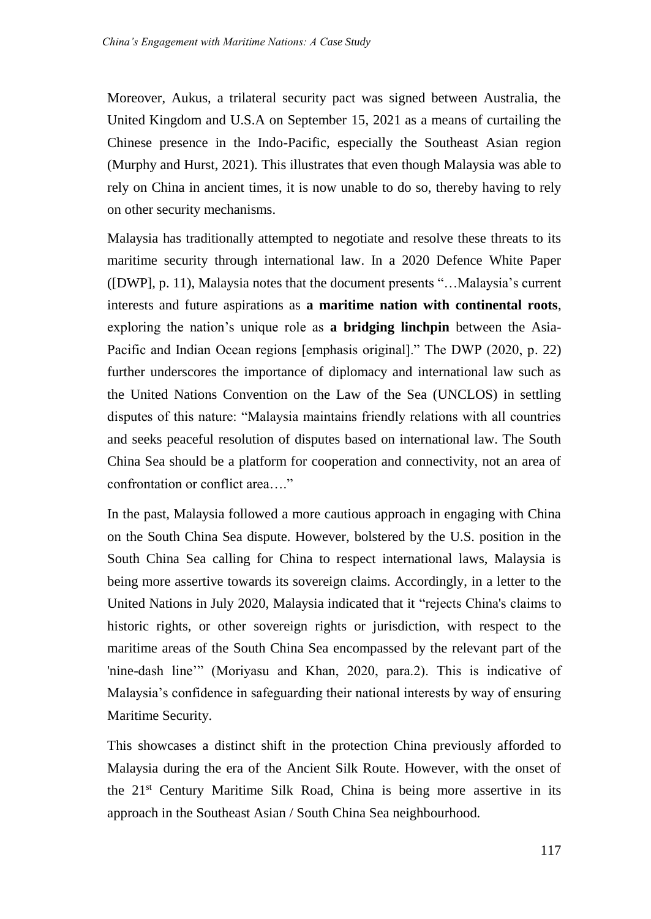Moreover, Aukus, a trilateral security pact was signed between Australia, the United Kingdom and U.S.A on September 15, 2021 as a means of curtailing the Chinese presence in the Indo-Pacific, especially the Southeast Asian region (Murphy and Hurst, 2021). This illustrates that even though Malaysia was able to rely on China in ancient times, it is now unable to do so, thereby having to rely on other security mechanisms.

Malaysia has traditionally attempted to negotiate and resolve these threats to its maritime security through international law. In a 2020 Defence White Paper ([DWP], p. 11), Malaysia notes that the document presents "…Malaysia's current interests and future aspirations as **a maritime nation with continental roots**, exploring the nation's unique role as **a bridging linchpin** between the Asia-Pacific and Indian Ocean regions [emphasis original]." The DWP (2020, p. 22) further underscores the importance of diplomacy and international law such as the United Nations Convention on the Law of the Sea (UNCLOS) in settling disputes of this nature: "Malaysia maintains friendly relations with all countries and seeks peaceful resolution of disputes based on international law. The South China Sea should be a platform for cooperation and connectivity, not an area of confrontation or conflict area…."

In the past, Malaysia followed a more cautious approach in engaging with China on the South China Sea dispute. However, bolstered by the U.S. position in the South China Sea calling for China to respect international laws, Malaysia is being more assertive towards its sovereign claims. Accordingly, in a letter to the United Nations in July 2020, Malaysia indicated that it "rejects China's claims to historic rights, or other sovereign rights or jurisdiction, with respect to the maritime areas of the South China Sea encompassed by the relevant part of the 'nine-dash line'" (Moriyasu and Khan, 2020, para.2). This is indicative of Malaysia's confidence in safeguarding their national interests by way of ensuring Maritime Security.

This showcases a distinct shift in the protection China previously afforded to Malaysia during the era of the Ancient Silk Route. However, with the onset of the 21st Century Maritime Silk Road, China is being more assertive in its approach in the Southeast Asian / South China Sea neighbourhood.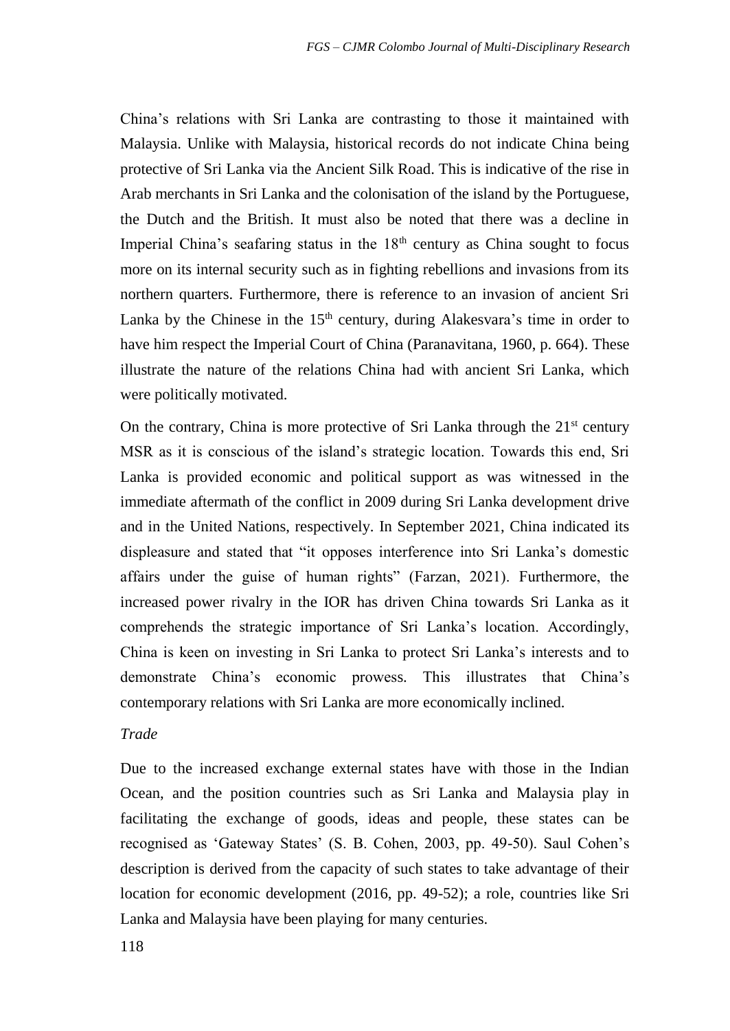China's relations with Sri Lanka are contrasting to those it maintained with Malaysia. Unlike with Malaysia, historical records do not indicate China being protective of Sri Lanka via the Ancient Silk Road. This is indicative of the rise in Arab merchants in Sri Lanka and the colonisation of the island by the Portuguese, the Dutch and the British. It must also be noted that there was a decline in Imperial China's seafaring status in the 18th century as China sought to focus more on its internal security such as in fighting rebellions and invasions from its northern quarters. Furthermore, there is reference to an invasion of ancient Sri Lanka by the Chinese in the 15th century, during Alakesvara's time in order to have him respect the Imperial Court of China (Paranavitana, 1960, p. 664). These illustrate the nature of the relations China had with ancient Sri Lanka, which were politically motivated.

On the contrary, China is more protective of Sri Lanka through the 21st century MSR as it is conscious of the island's strategic location. Towards this end, Sri Lanka is provided economic and political support as was witnessed in the immediate aftermath of the conflict in 2009 during Sri Lanka development drive and in the United Nations, respectively. In September 2021, China indicated its displeasure and stated that "it opposes interference into Sri Lanka's domestic affairs under the guise of human rights" (Farzan, 2021). Furthermore, the increased power rivalry in the IOR has driven China towards Sri Lanka as it comprehends the strategic importance of Sri Lanka's location. Accordingly, China is keen on investing in Sri Lanka to protect Sri Lanka's interests and to demonstrate China's economic prowess. This illustrates that China's contemporary relations with Sri Lanka are more economically inclined.

*Trade*

Due to the increased exchange external states have with those in the Indian Ocean, and the position countries such as Sri Lanka and Malaysia play in facilitating the exchange of goods, ideas and people, these states can be recognised as 'Gateway States' (S. B. Cohen, 2003, pp. 49-50). Saul Cohen's description is derived from the capacity of such states to take advantage of their location for economic development (2016, pp. 49-52); a role, countries like Sri Lanka and Malaysia have been playing for many centuries.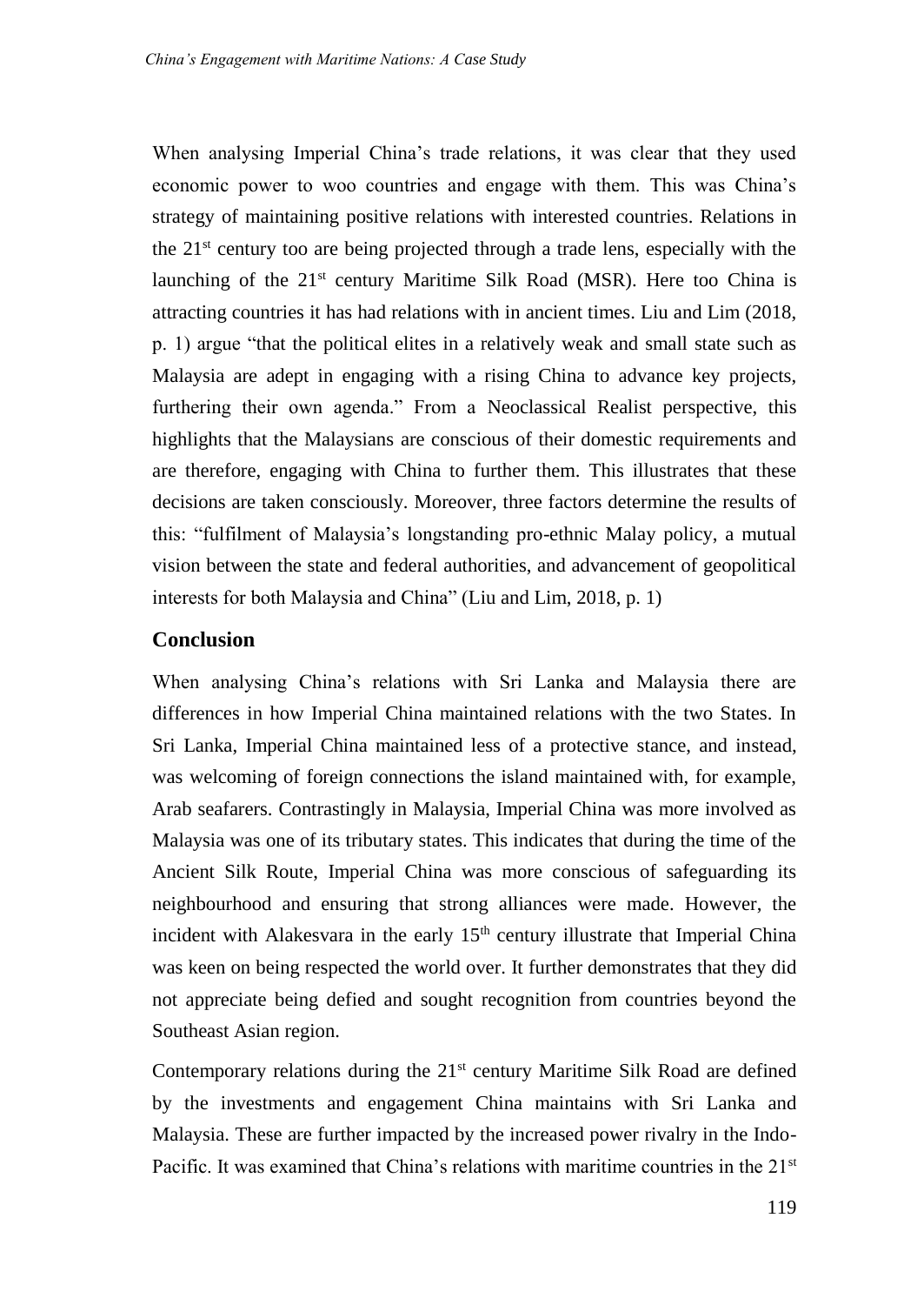When analysing Imperial China's trade relations, it was clear that they used economic power to woo countries and engage with them. This was China's strategy of maintaining positive relations with interested countries. Relations in the 21st century too are being projected through a trade lens, especially with the launching of the 21st century Maritime Silk Road (MSR). Here too China is attracting countries it has had relations with in ancient times. Liu and Lim (2018, p. 1) argue "that the political elites in a relatively weak and small state such as Malaysia are adept in engaging with a rising China to advance key projects, furthering their own agenda." From a Neoclassical Realist perspective, this highlights that the Malaysians are conscious of their domestic requirements and are therefore, engaging with China to further them. This illustrates that these decisions are taken consciously. Moreover, three factors determine the results of this: "fulfilment of Malaysia's longstanding pro-ethnic Malay policy, a mutual vision between the state and federal authorities, and advancement of geopolitical interests for both Malaysia and China" (Liu and Lim, 2018, p. 1)

## Conclusion

When analysing China's relations with Sri Lanka and Malaysia there are differences in how Imperial China maintained relations with the two States. In Sri Lanka, Imperial China maintained less of a protective stance, and instead, was welcoming of foreign connections the island maintained with, for example, Arab seafarers. Contrastingly in Malaysia, Imperial China was more involved as Malaysia was one of its tributary states. This indicates that during the time of the Ancient Silk Route, Imperial China was more conscious of safeguarding its neighbourhood and ensuring that strong alliances were made. However, the incident with Alakesvara in the early 15th century illustrate that Imperial China was keen on being respected the world over. It further demonstrates that they did not appreciate being defied and sought recognition from countries beyond the Southeast Asian region.

Contemporary relations during the 21st century Maritime Silk Road are defined by the investments and engagement China maintains with Sri Lanka and Malaysia. These are further impacted by the increased power rivalry in the Indo-Pacific. It was examined that China's relations with maritime countries in the 21st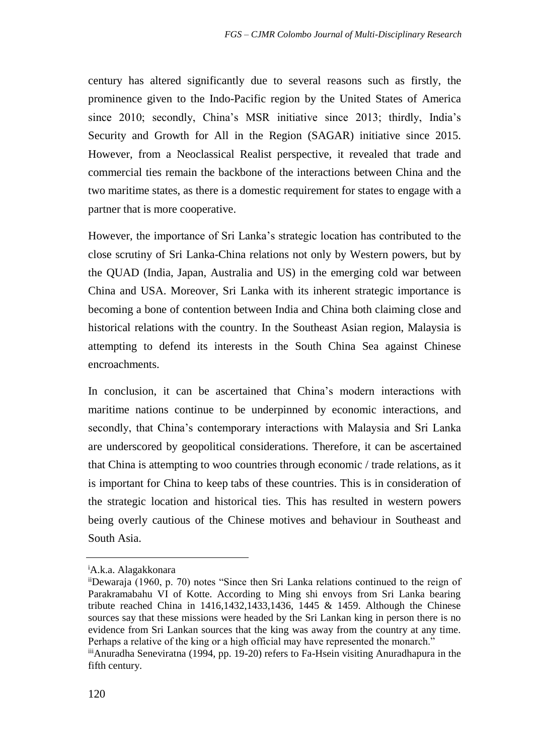century has altered significantly due to several reasons such as firstly, the prominence given to the Indo-Pacific region by the United States of America since 2010; secondly, China's MSR initiative since 2013; thirdly, India's Security and Growth for All in the Region (SAGAR) initiative since 2015. However, from a Neoclassical Realist perspective, it revealed that trade and commercial ties remain the backbone of the interactions between China and the two maritime states, as there is a domestic requirement for states to engage with a partner that is more cooperative.

However, the importance of Sri Lanka's strategic location has contributed to the close scrutiny of Sri Lanka-China relations not only by Western powers, but by the QUAD (India, Japan, Australia and US) in the emerging cold war between China and USA. Moreover, Sri Lanka with its inherent strategic importance is becoming a bone of contention between India and China both claiming close and historical relations with the country. In the Southeast Asian region, Malaysia is attempting to defend its interests in the South China Sea against Chinese encroachments.

In conclusion, it can be ascertained that China's modern interactions with maritime nations continue to be underpinned by economic interactions, and secondly, that China's contemporary interactions with Malaysia and Sri Lanka are underscored by geopolitical considerations. Therefore, it can be ascertained that China is attempting to woo countries through economic / trade relations, as it is important for China to keep tabs of these countries. This is in consideration of the strategic location and historical ties. This has resulted in western powers being overly cautious of the Chinese motives and behaviour in Southeast and South Asia.

---

[i] A.k.a. Alagakkonara

[ii] Dewaraja (1960, p. 70) notes "Since then Sri Lanka relations continued to the reign of Parakramabahu VI of Kotte. According to Ming shi envoys from Sri Lanka bearing tribute reached China in 1416,1432,1433,1436, 1445 & 1459. Although the Chinese sources say that these missions were headed by the Sri Lankan king in person there is no evidence from Sri Lankan sources that the king was away from the country at any time. Perhaps a relative of the king or a high official may have represented the monarch."

[iii] Anuradha Seneviratna (1994, pp. 19-20) refers to Fa-Hsein visiting Anuradhapura in the fifth century.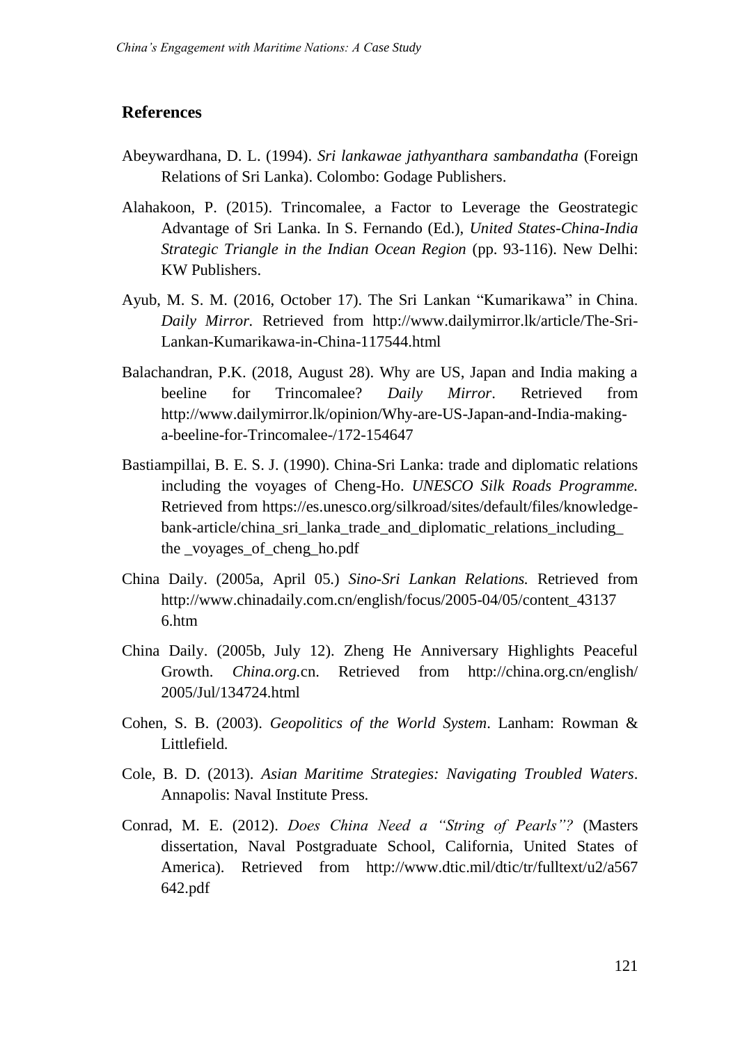## References

Abeywardhana, D. L. (1994). *Sri lankawae jathyanthara sambandatha* (Foreign Relations of Sri Lanka). Colombo: Godage Publishers.

Alahakoon, P. (2015). Trincomalee, a Factor to Leverage the Geostrategic Advantage of Sri Lanka. In S. Fernando (Ed.), *United States-China-India Strategic Triangle in the Indian Ocean Region* (pp. 93-116). New Delhi: KW Publishers.

Ayub, M. S. M. (2016, October 17). The Sri Lankan "Kumarikawa" in China. *Daily Mirror.* Retrieved from http://www.dailymirror.lk/article/The-Sri-Lankan-Kumarikawa-in-China-117544.html

Balachandran, P.K. (2018, August 28). Why are US, Japan and India making a beeline for Trincomalee? *Daily Mirror*. Retrieved from http://www.dailymirror.lk/opinion/Why-are-US-Japan-and-India-making-a-beeline-for-Trincomalee-/172-154647

Bastiampillai, B. E. S. J. (1990). China-Sri Lanka: trade and diplomatic relations including the voyages of Cheng-Ho. *UNESCO Silk Roads Programme.* Retrieved from https://es.unesco.org/silkroad/sites/default/files/knowledge-bank-article/china_sri_lanka_trade_and_diplomatic_relations_including_ the _voyages_of_cheng_ho.pdf

China Daily. (2005a, April 05.) *Sino-Sri Lankan Relations.* Retrieved from http://www.chinadaily.com.cn/english/focus/2005-04/05/content_43137 6.htm

China Daily. (2005b, July 12). Zheng He Anniversary Highlights Peaceful Growth. *China.org.*cn. Retrieved from http://china.org.cn/english/ 2005/Jul/134724.html

Cohen, S. B. (2003). *Geopolitics of the World System*. Lanham: Rowman & Littlefield.

Cole, B. D. (2013). *Asian Maritime Strategies: Navigating Troubled Waters*. Annapolis: Naval Institute Press.

Conrad, M. E. (2012). *Does China Need a "String of Pearls"?* (Masters dissertation, Naval Postgraduate School, California, United States of America). Retrieved from http://www.dtic.mil/dtic/tr/fulltext/u2/a567 642.pdf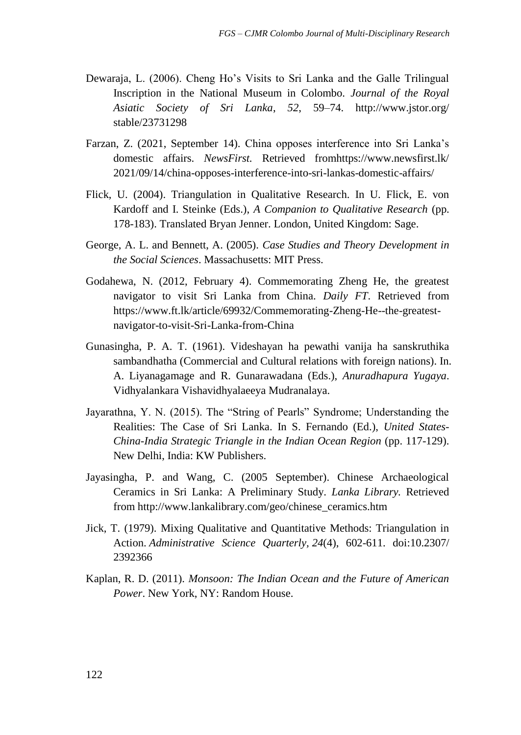Dewaraja, L. (2006). Cheng Ho's Visits to Sri Lanka and the Galle Trilingual Inscription in the National Museum in Colombo. *Journal of the Royal Asiatic Society of Sri Lanka*, *52*, 59–74. http://www.jstor.org/stable/23731298

Farzan, Z. (2021, September 14). China opposes interference into Sri Lanka's domestic affairs. *NewsFirst.* Retrieved fromhttps://www.newsfirst.lk/2021/09/14/china-opposes-interference-into-sri-lankas-domestic-affairs/

Flick, U. (2004). Triangulation in Qualitative Research. In U. Flick, E. von Kardoff and I. Steinke (Eds.), *A Companion to Qualitative Research* (pp. 178-183). Translated Bryan Jenner. London, United Kingdom: Sage.

George, A. L. and Bennett, A. (2005). *Case Studies and Theory Development in the Social Sciences*. Massachusetts: MIT Press.

Godahewa, N. (2012, February 4). Commemorating Zheng He, the greatest navigator to visit Sri Lanka from China. *Daily FT*. Retrieved from https://www.ft.lk/article/69932/Commemorating-Zheng-He--the-greatest-navigator-to-visit-Sri-Lanka-from-China

Gunasingha, P. A. T. (1961). Videshayan ha pewathi vanija ha sanskruthika sambandhatha (Commercial and Cultural relations with foreign nations). In. A. Liyanagamage and R. Gunarawadana (Eds.), *Anuradhapura Yugaya*. Vidhyalankara Vishavidhyalaeeya Mudranalaya.

Jayarathna, Y. N. (2015). The "String of Pearls" Syndrome; Understanding the Realities: The Case of Sri Lanka. In S. Fernando (Ed.), *United States-China-India Strategic Triangle in the Indian Ocean Region* (pp. 117-129). New Delhi, India: KW Publishers.

Jayasingha, P. and Wang, C. (2005 September). Chinese Archaeological Ceramics in Sri Lanka: A Preliminary Study. *Lanka Library.* Retrieved from http://www.lankalibrary.com/geo/chinese_ceramics.htm

Jick, T. (1979). Mixing Qualitative and Quantitative Methods: Triangulation in Action. *Administrative Science Quarterly, 24*(4), 602-611. doi:10.2307/2392366

Kaplan, R. D. (2011). *Monsoon: The Indian Ocean and the Future of American Power*. New York, NY: Random House.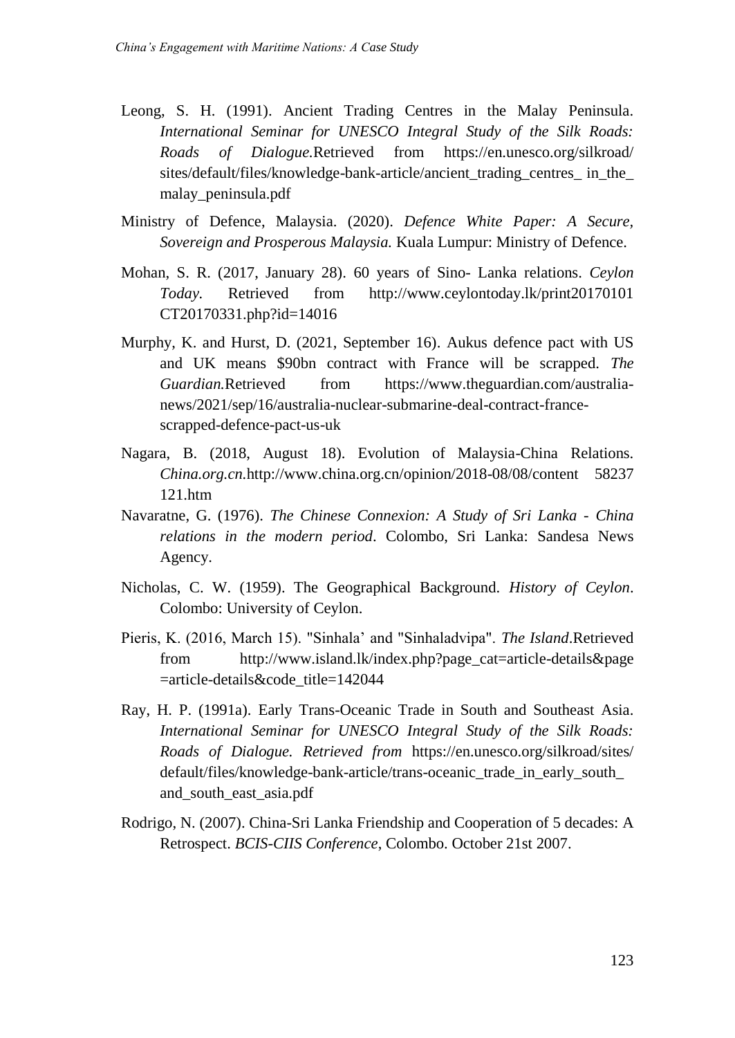Leong, S. H. (1991). Ancient Trading Centres in the Malay Peninsula. *International Seminar for UNESCO Integral Study of the Silk Roads: Roads of Dialogue.*Retrieved from https://en.unesco.org/silkroad/sites/default/files/knowledge-bank-article/ancient_trading_centres_ in_the_malay_peninsula.pdf

Ministry of Defence, Malaysia. (2020). *Defence White Paper: A Secure, Sovereign and Prosperous Malaysia.* Kuala Lumpur: Ministry of Defence.

Mohan, S. R. (2017, January 28). 60 years of Sino- Lanka relations. *Ceylon Today.* Retrieved from http://www.ceylontoday.lk/print20170101CT20170331.php?id=14016

Murphy, K. and Hurst, D. (2021, September 16). Aukus defence pact with US and UK means $90bn contract with France will be scrapped. *The Guardian.*Retrieved from https://www.theguardian.com/australia-news/2021/sep/16/australia-nuclear-submarine-deal-contract-france-scrapped-defence-pact-us-uk

Nagara, B. (2018, August 18). Evolution of Malaysia-China Relations. *China.org.cn.*http://www.china.org.cn/opinion/2018-08/08/content 58237121.htm

Navaratne, G. (1976). *The Chinese Connexion: A Study of Sri Lanka - China relations in the modern period*. Colombo, Sri Lanka: Sandesa News Agency.

Nicholas, C. W. (1959). The Geographical Background. *History of Ceylon*. Colombo: University of Ceylon.

Pieris, K. (2016, March 15). "Sinhala' and "Sinhaladvipa". *The Island*.Retrieved from http://www.island.lk/index.php?page_cat=article-details&page=article-details&code_title=142044

Ray, H. P. (1991a). Early Trans-Oceanic Trade in South and Southeast Asia. *International Seminar for UNESCO Integral Study of the Silk Roads: Roads of Dialogue. Retrieved from* https://en.unesco.org/silkroad/sites/default/files/knowledge-bank-article/trans-oceanic_trade_in_early_south_and_south_east_asia.pdf

Rodrigo, N. (2007). China-Sri Lanka Friendship and Cooperation of 5 decades: A Retrospect. *BCIS-CIIS Conference*, Colombo. October 21st 2007.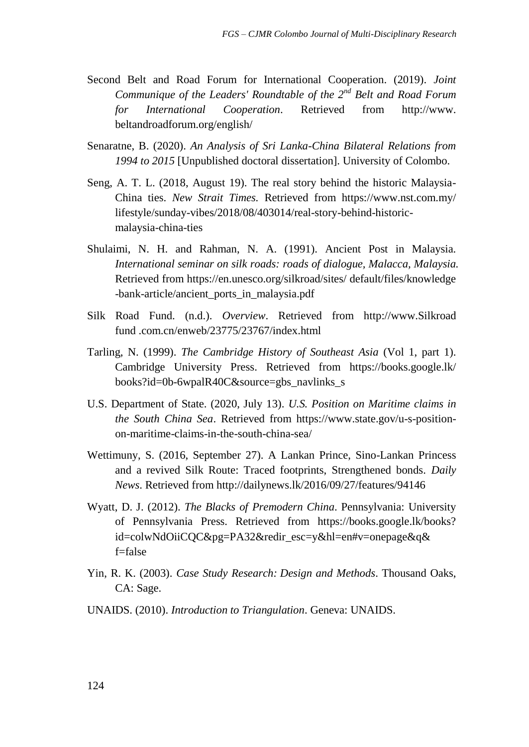Second Belt and Road Forum for International Cooperation. (2019). *Joint Communique of the Leaders' Roundtable of the 2nd Belt and Road Forum for International Cooperation*. Retrieved from http://www. beltandroadforum.org/english/

Senaratne, B. (2020). *An Analysis of Sri Lanka-China Bilateral Relations from 1994 to 2015* [Unpublished doctoral dissertation]. University of Colombo.

Seng, A. T. L. (2018, August 19). The real story behind the historic Malaysia-China ties. *New Strait Times.* Retrieved from https://www.nst.com.my/ lifestyle/sunday-vibes/2018/08/403014/real-story-behind-historic-malaysia-china-ties

Shulaimi, N. H. and Rahman, N. A. (1991). Ancient Post in Malaysia. *International seminar on silk roads: roads of dialogue, Malacca, Malaysia.* Retrieved from https://en.unesco.org/silkroad/sites/ default/files/knowledge -bank-article/ancient_ports_in_malaysia.pdf

Silk Road Fund. (n.d.). *Overview*. Retrieved from http://www.Silkroad fund .com.cn/enweb/23775/23767/index.html

Tarling, N. (1999). *The Cambridge History of Southeast Asia* (Vol 1, part 1). Cambridge University Press. Retrieved from https://books.google.lk/ books?id=0b-6wpalR40C&source=gbs_navlinks_s

U.S. Department of State. (2020, July 13). *U.S. Position on Maritime claims in the South China Sea*. Retrieved from https://www.state.gov/u-s-position-on-maritime-claims-in-the-south-china-sea/

Wettimuny, S. (2016, September 27). A Lankan Prince, Sino-Lankan Princess and a revived Silk Route: Traced footprints, Strengthened bonds. *Daily News*. Retrieved from http://dailynews.lk/2016/09/27/features/94146

Wyatt, D. J. (2012). *The Blacks of Premodern China*. Pennsylvania: University of Pennsylvania Press. Retrieved from https://books.google.lk/books? id=colwNdOiiCQC&pg=PA32&redir_esc=y&hl=en#v=onepage&q& f=false

Yin, R. K. (2003). *Case Study Research: Design and Methods*. Thousand Oaks, CA: Sage.

UNAIDS. (2010). *Introduction to Triangulation*. Geneva: UNAIDS.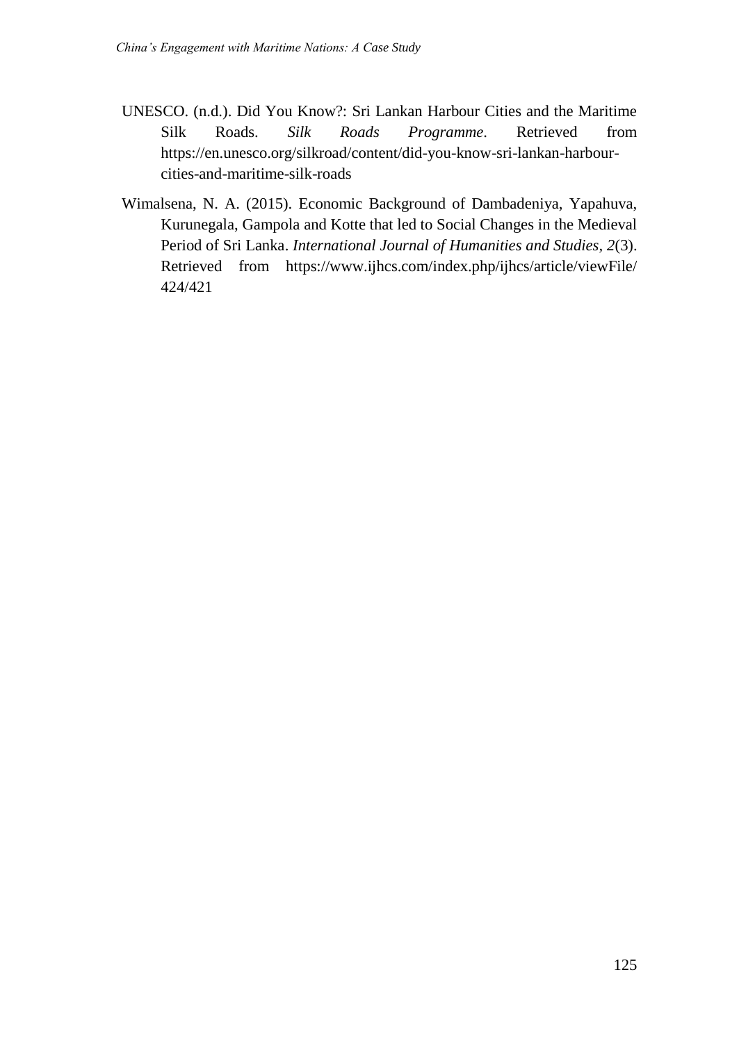UNESCO. (n.d.). Did You Know?: Sri Lankan Harbour Cities and the Maritime Silk Roads. *Silk Roads Programme*. Retrieved from https://en.unesco.org/silkroad/content/did-you-know-sri-lankan-harbour-cities-and-maritime-silk-roads

Wimalsena, N. A. (2015). Economic Background of Dambadeniya, Yapahuva, Kurunegala, Gampola and Kotte that led to Social Changes in the Medieval Period of Sri Lanka. *International Journal of Humanities and Studies, 2*(3). Retrieved from https://www.ijhcs.com/index.php/ijhcs/article/viewFile/424/421